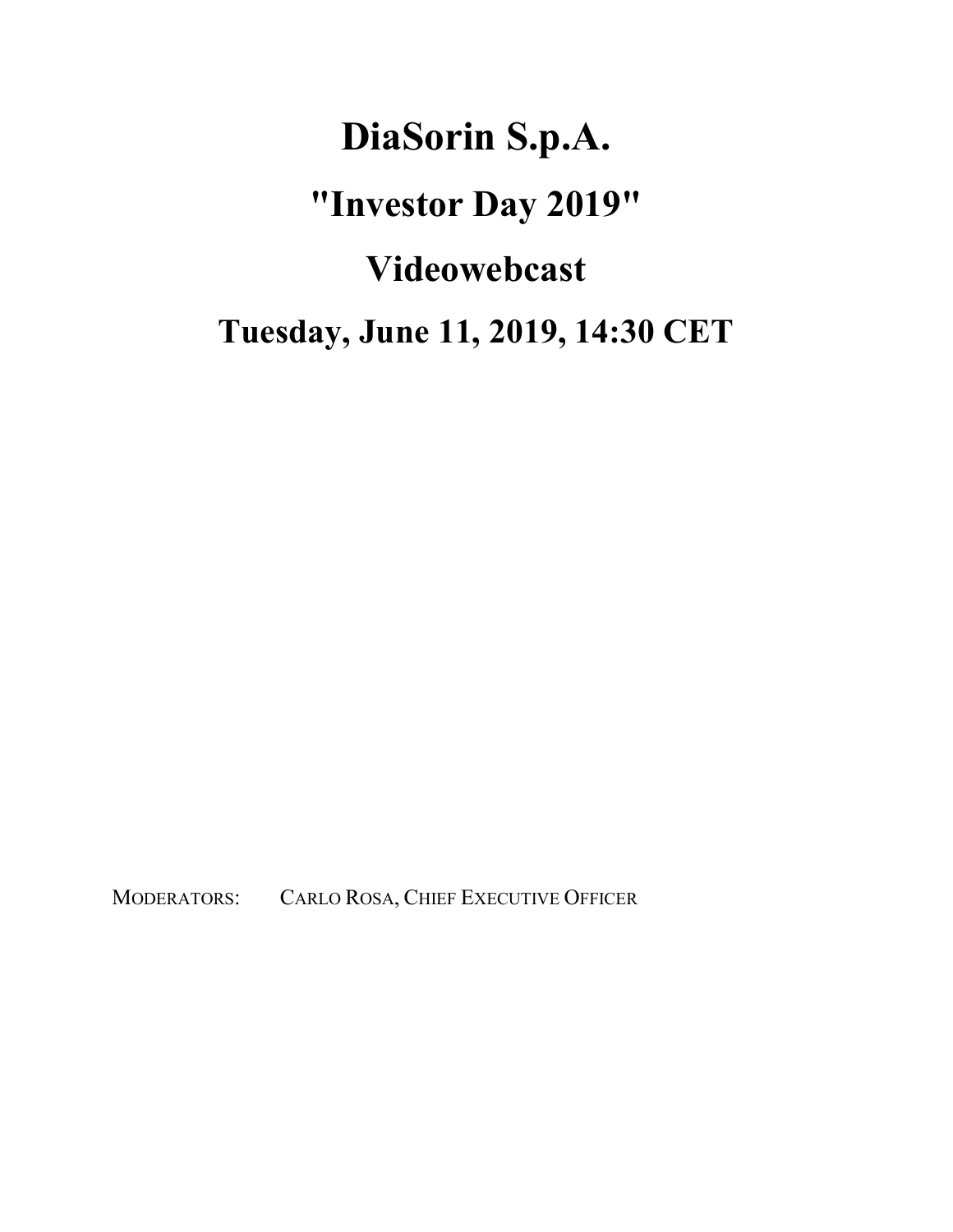# DiaSorin S.p.A.

# "Investor Day 2019"

# Videowebcast

# Tuesday, June 11, 2019, 14:30 CET

MODERATORS: CARLO ROSA, CHIEF EXECUTIVE OFFICER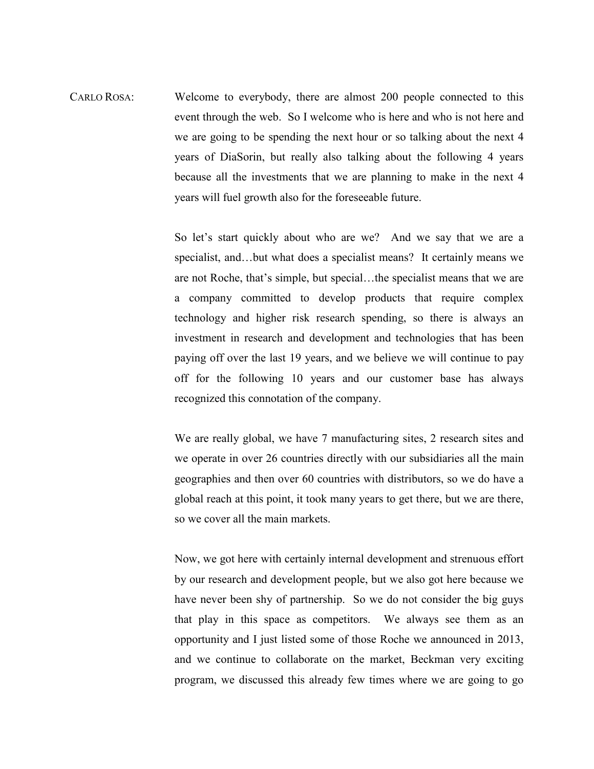CARLO ROSA: Welcome to everybody, there are almost 200 people connected to this event through the web. So I welcome who is here and who is not here and we are going to be spending the next hour or so talking about the next 4 years of DiaSorin, but really also talking about the following 4 years because all the investments that we are planning to make in the next 4 years will fuel growth also for the foreseeable future.

So let's start quickly about who are we? And we say that we are a specialist, and…but what does a specialist means? It certainly means we are not Roche, that's simple, but special…the specialist means that we are a company committed to develop products that require complex technology and higher risk research spending, so there is always an investment in research and development and technologies that has been paying off over the last 19 years, and we believe we will continue to pay off for the following 10 years and our customer base has always recognized this connotation of the company.

We are really global, we have 7 manufacturing sites, 2 research sites and we operate in over 26 countries directly with our subsidiaries all the main geographies and then over 60 countries with distributors, so we do have a global reach at this point, it took many years to get there, but we are there, so we cover all the main markets.

Now, we got here with certainly internal development and strenuous effort by our research and development people, but we also got here because we have never been shy of partnership. So we do not consider the big guys that play in this space as competitors. We always see them as an opportunity and I just listed some of those Roche we announced in 2013, and we continue to collaborate on the market, Beckman very exciting program, we discussed this already few times where we are going to go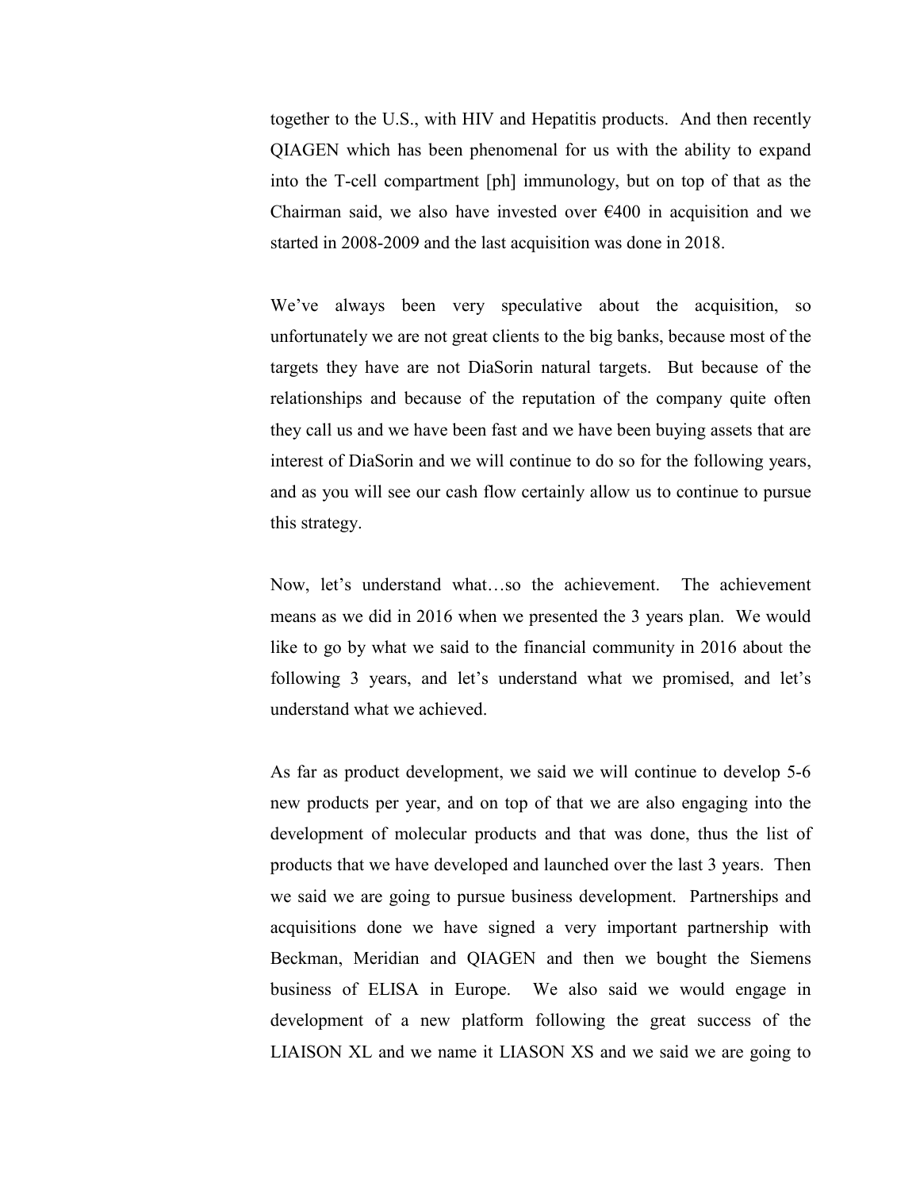together to the U.S., with HIV and Hepatitis products. And then recently QIAGEN which has been phenomenal for us with the ability to expand into the T-cell compartment [ph] immunology, but on top of that as the Chairman said, we also have invested over €400 in acquisition and we started in 2008-2009 and the last acquisition was done in 2018.

We've always been very speculative about the acquisition, so unfortunately we are not great clients to the big banks, because most of the targets they have are not DiaSorin natural targets. But because of the relationships and because of the reputation of the company quite often they call us and we have been fast and we have been buying assets that are interest of DiaSorin and we will continue to do so for the following years, and as you will see our cash flow certainly allow us to continue to pursue this strategy.

Now, let's understand what…so the achievement. The achievement means as we did in 2016 when we presented the 3 years plan. We would like to go by what we said to the financial community in 2016 about the following 3 years, and let's understand what we promised, and let's understand what we achieved.

As far as product development, we said we will continue to develop 5-6 new products per year, and on top of that we are also engaging into the development of molecular products and that was done, thus the list of products that we have developed and launched over the last 3 years. Then we said we are going to pursue business development. Partnerships and acquisitions done we have signed a very important partnership with Beckman, Meridian and QIAGEN and then we bought the Siemens business of ELISA in Europe. We also said we would engage in development of a new platform following the great success of the LIAISON XL and we name it LIASON XS and we said we are going to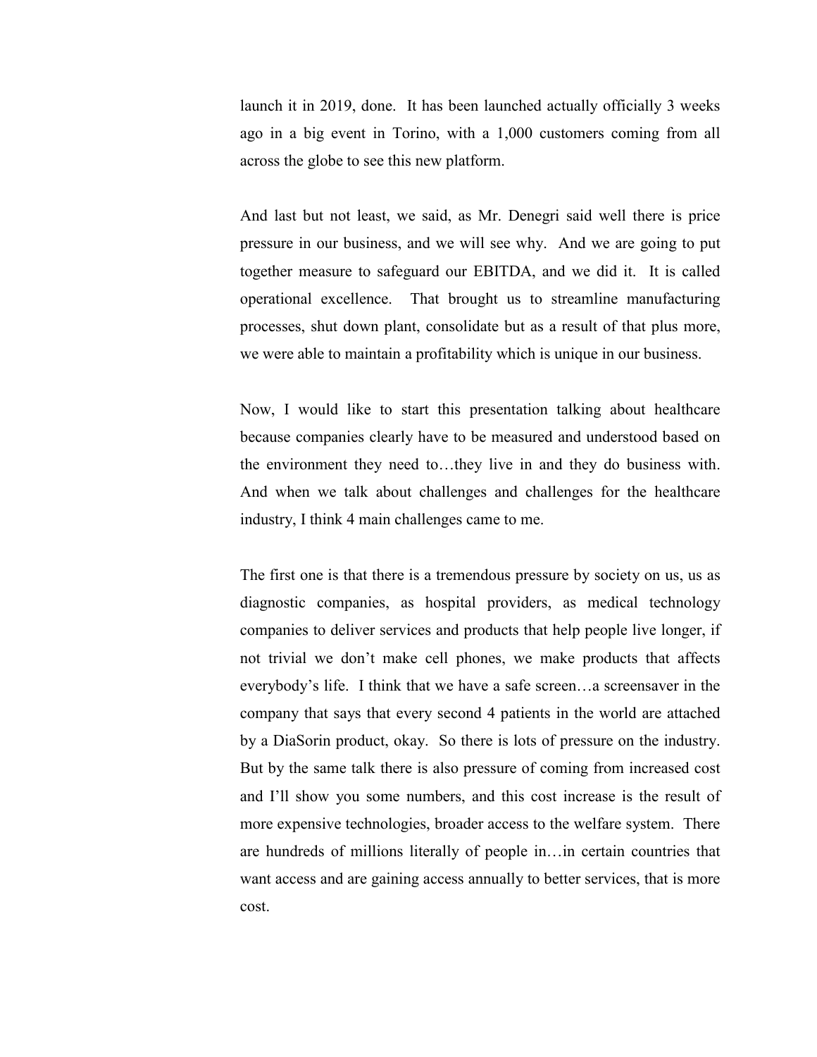launch it in 2019, done. It has been launched actually officially 3 weeks ago in a big event in Torino, with a 1,000 customers coming from all across the globe to see this new platform.

And last but not least, we said, as Mr. Denegri said well there is price pressure in our business, and we will see why. And we are going to put together measure to safeguard our EBITDA, and we did it. It is called operational excellence. That brought us to streamline manufacturing processes, shut down plant, consolidate but as a result of that plus more, we were able to maintain a profitability which is unique in our business.

Now, I would like to start this presentation talking about healthcare because companies clearly have to be measured and understood based on the environment they need to…they live in and they do business with. And when we talk about challenges and challenges for the healthcare industry, I think 4 main challenges came to me.

The first one is that there is a tremendous pressure by society on us, us as diagnostic companies, as hospital providers, as medical technology companies to deliver services and products that help people live longer, if not trivial we don't make cell phones, we make products that affects everybody's life. I think that we have a safe screen…a screensaver in the company that says that every second 4 patients in the world are attached by a DiaSorin product, okay. So there is lots of pressure on the industry. But by the same talk there is also pressure of coming from increased cost and I'll show you some numbers, and this cost increase is the result of more expensive technologies, broader access to the welfare system. There are hundreds of millions literally of people in…in certain countries that want access and are gaining access annually to better services, that is more cost.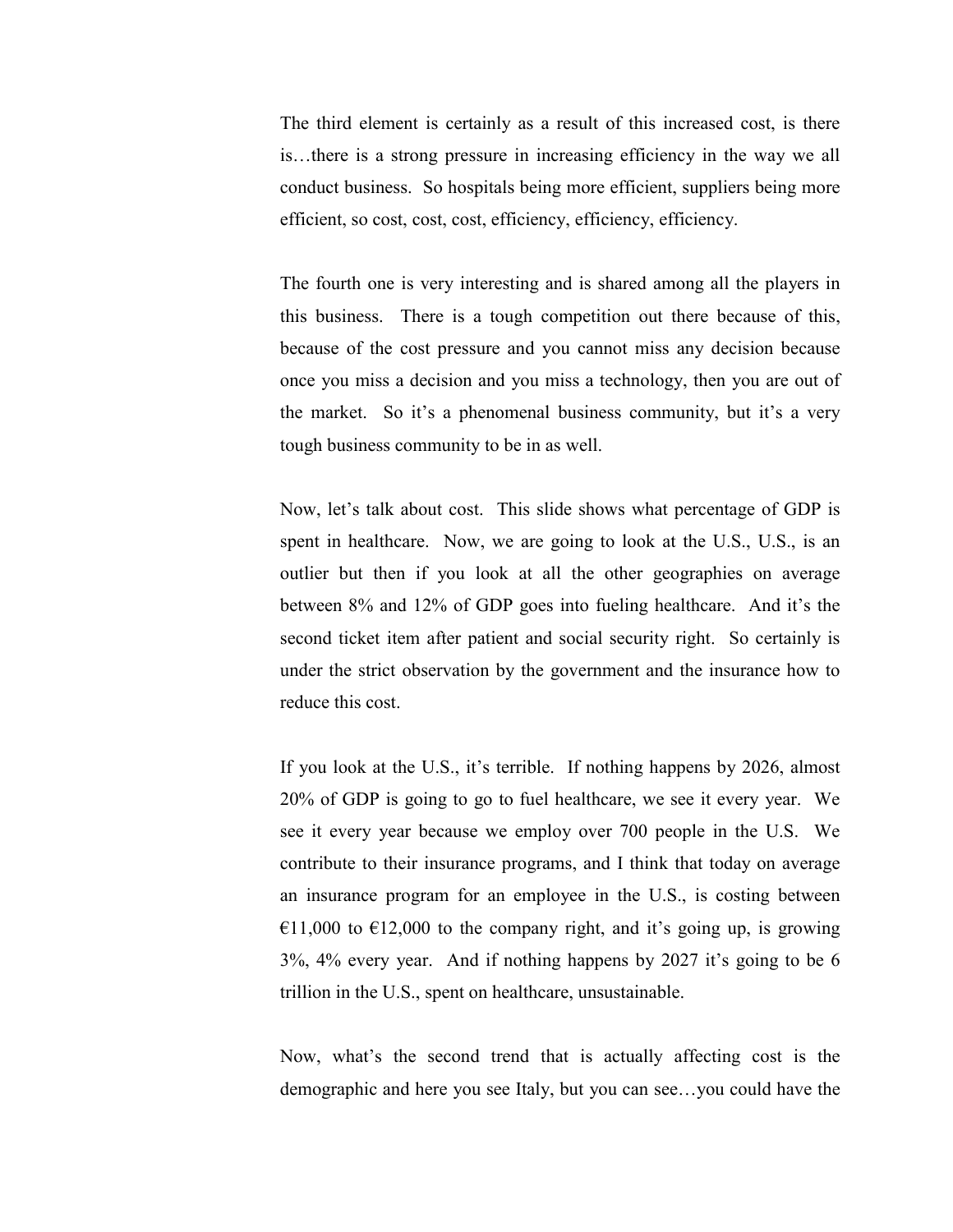The third element is certainly as a result of this increased cost, is there is…there is a strong pressure in increasing efficiency in the way we all conduct business. So hospitals being more efficient, suppliers being more efficient, so cost, cost, cost, efficiency, efficiency, efficiency.

The fourth one is very interesting and is shared among all the players in this business. There is a tough competition out there because of this, because of the cost pressure and you cannot miss any decision because once you miss a decision and you miss a technology, then you are out of the market. So it's a phenomenal business community, but it's a very tough business community to be in as well.

Now, let's talk about cost. This slide shows what percentage of GDP is spent in healthcare. Now, we are going to look at the U.S., U.S., is an outlier but then if you look at all the other geographies on average between 8% and 12% of GDP goes into fueling healthcare. And it's the second ticket item after patient and social security right. So certainly is under the strict observation by the government and the insurance how to reduce this cost.

If you look at the U.S., it's terrible. If nothing happens by 2026, almost 20% of GDP is going to go to fuel healthcare, we see it every year. We see it every year because we employ over 700 people in the U.S. We contribute to their insurance programs, and I think that today on average an insurance program for an employee in the U.S., is costing between €11,000 to €12,000 to the company right, and it's going up, is growing 3%, 4% every year. And if nothing happens by 2027 it's going to be 6 trillion in the U.S., spent on healthcare, unsustainable.

Now, what's the second trend that is actually affecting cost is the demographic and here you see Italy, but you can see…you could have the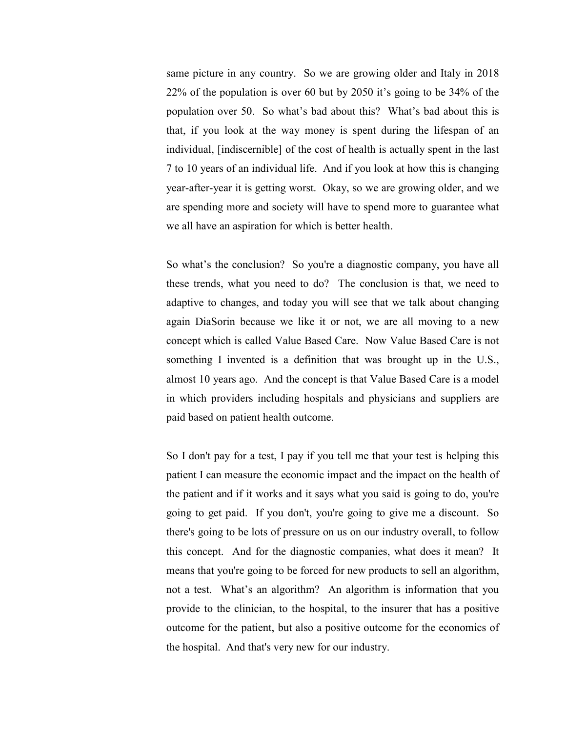same picture in any country. So we are growing older and Italy in 2018 22% of the population is over 60 but by 2050 it's going to be 34% of the population over 50. So what's bad about this? What's bad about this is that, if you look at the way money is spent during the lifespan of an individual, [indiscernible] of the cost of health is actually spent in the last 7 to 10 years of an individual life. And if you look at how this is changing year-after-year it is getting worst. Okay, so we are growing older, and we are spending more and society will have to spend more to guarantee what we all have an aspiration for which is better health.

So what's the conclusion? So you're a diagnostic company, you have all these trends, what you need to do? The conclusion is that, we need to adaptive to changes, and today you will see that we talk about changing again DiaSorin because we like it or not, we are all moving to a new concept which is called Value Based Care. Now Value Based Care is not something I invented is a definition that was brought up in the U.S., almost 10 years ago. And the concept is that Value Based Care is a model in which providers including hospitals and physicians and suppliers are paid based on patient health outcome.

So I don't pay for a test, I pay if you tell me that your test is helping this patient I can measure the economic impact and the impact on the health of the patient and if it works and it says what you said is going to do, you're going to get paid. If you don't, you're going to give me a discount. So there's going to be lots of pressure on us on our industry overall, to follow this concept. And for the diagnostic companies, what does it mean? It means that you're going to be forced for new products to sell an algorithm, not a test. What's an algorithm? An algorithm is information that you provide to the clinician, to the hospital, to the insurer that has a positive outcome for the patient, but also a positive outcome for the economics of the hospital. And that's very new for our industry.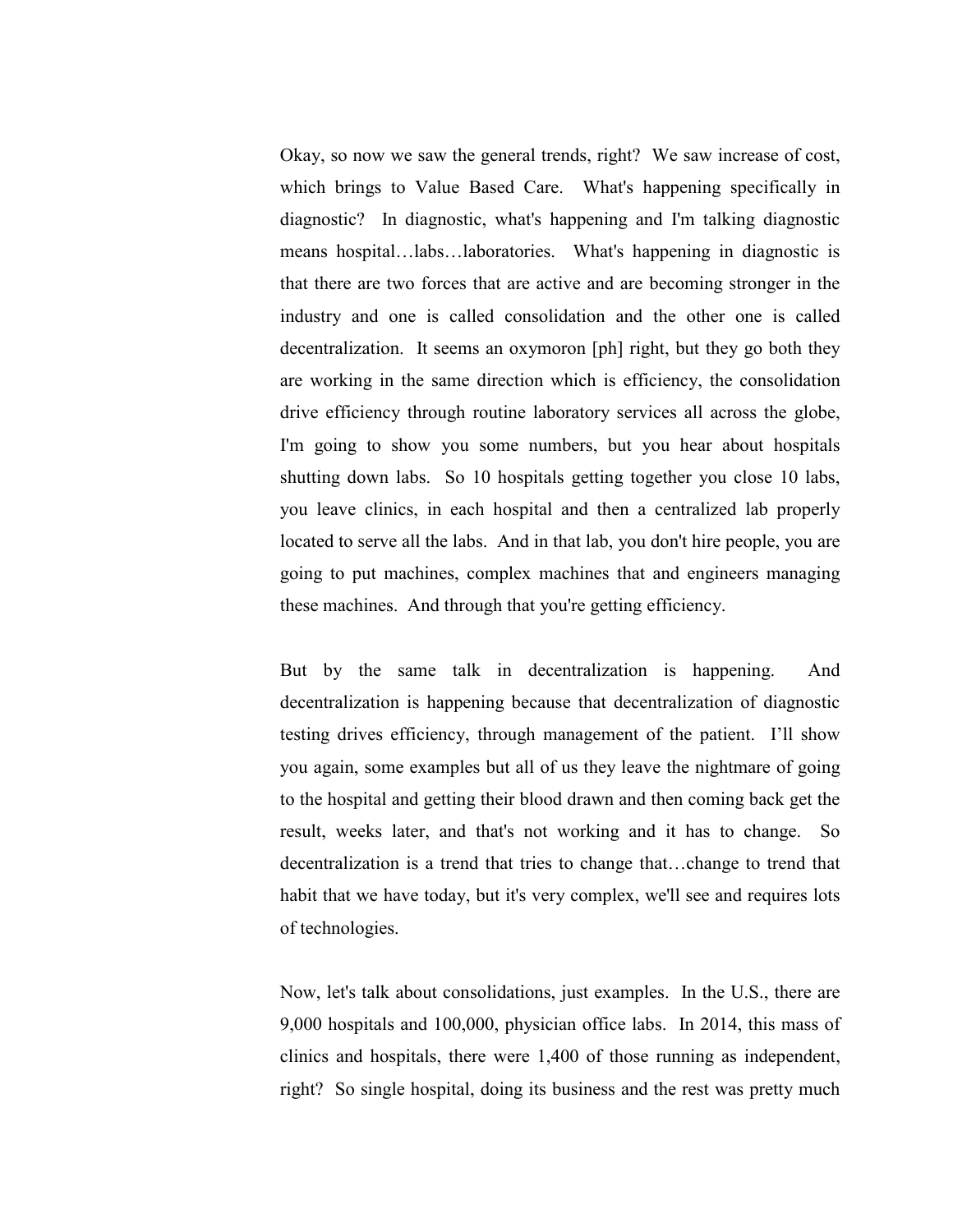Okay, so now we saw the general trends, right? We saw increase of cost, which brings to Value Based Care. What's happening specifically in diagnostic? In diagnostic, what's happening and I'm talking diagnostic means hospital…labs…laboratories. What's happening in diagnostic is that there are two forces that are active and are becoming stronger in the industry and one is called consolidation and the other one is called decentralization. It seems an oxymoron [ph] right, but they go both they are working in the same direction which is efficiency, the consolidation drive efficiency through routine laboratory services all across the globe, I'm going to show you some numbers, but you hear about hospitals shutting down labs. So 10 hospitals getting together you close 10 labs, you leave clinics, in each hospital and then a centralized lab properly located to serve all the labs. And in that lab, you don't hire people, you are going to put machines, complex machines that and engineers managing these machines. And through that you're getting efficiency.

But by the same talk in decentralization is happening. And decentralization is happening because that decentralization of diagnostic testing drives efficiency, through management of the patient. I'll show you again, some examples but all of us they leave the nightmare of going to the hospital and getting their blood drawn and then coming back get the result, weeks later, and that's not working and it has to change. So decentralization is a trend that tries to change that…change to trend that habit that we have today, but it's very complex, we'll see and requires lots of technologies.

Now, let's talk about consolidations, just examples. In the U.S., there are 9,000 hospitals and 100,000, physician office labs. In 2014, this mass of clinics and hospitals, there were 1,400 of those running as independent, right? So single hospital, doing its business and the rest was pretty much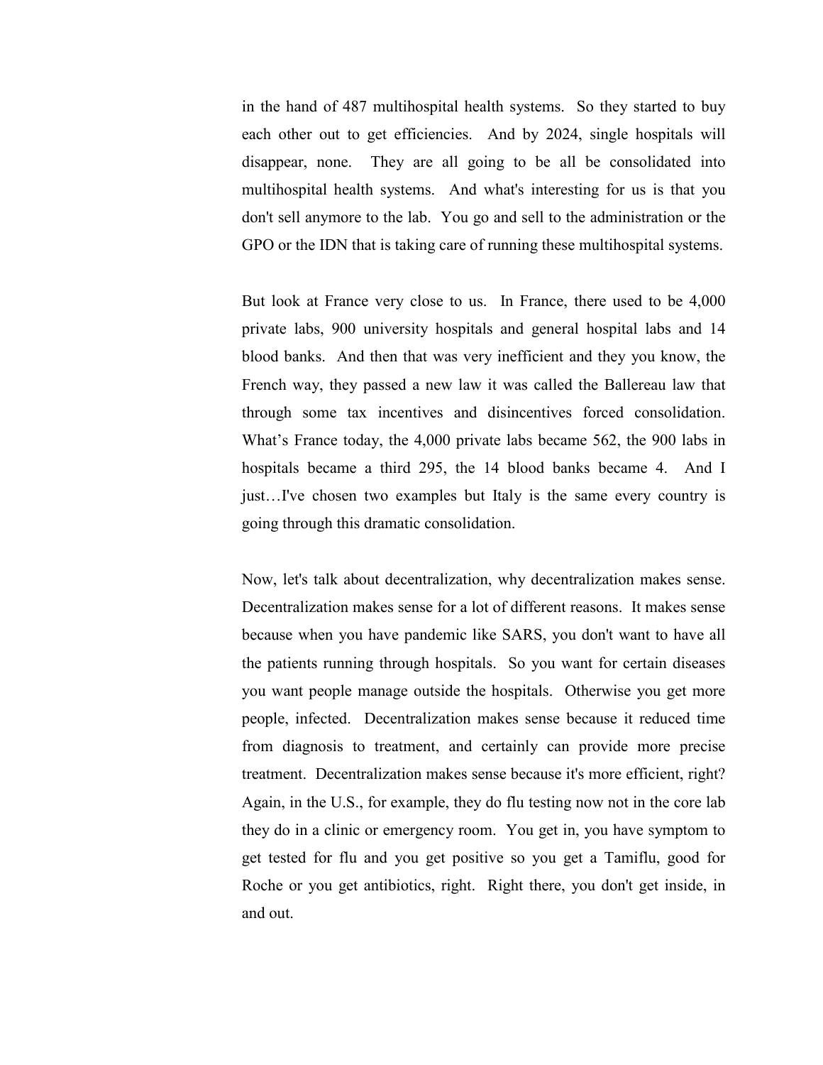in the hand of 487 multihospital health systems. So they started to buy each other out to get efficiencies. And by 2024, single hospitals will disappear, none. They are all going to be all be consolidated into multihospital health systems. And what's interesting for us is that you don't sell anymore to the lab. You go and sell to the administration or the GPO or the IDN that is taking care of running these multihospital systems.

But look at France very close to us. In France, there used to be 4,000 private labs, 900 university hospitals and general hospital labs and 14 blood banks. And then that was very inefficient and they you know, the French way, they passed a new law it was called the Ballereau law that through some tax incentives and disincentives forced consolidation. What's France today, the 4,000 private labs became 562, the 900 labs in hospitals became a third 295, the 14 blood banks became 4. And I just…I've chosen two examples but Italy is the same every country is going through this dramatic consolidation.

Now, let's talk about decentralization, why decentralization makes sense. Decentralization makes sense for a lot of different reasons. It makes sense because when you have pandemic like SARS, you don't want to have all the patients running through hospitals. So you want for certain diseases you want people manage outside the hospitals. Otherwise you get more people, infected. Decentralization makes sense because it reduced time from diagnosis to treatment, and certainly can provide more precise treatment. Decentralization makes sense because it's more efficient, right? Again, in the U.S., for example, they do flu testing now not in the core lab they do in a clinic or emergency room. You get in, you have symptom to get tested for flu and you get positive so you get a Tamiflu, good for Roche or you get antibiotics, right. Right there, you don't get inside, in and out.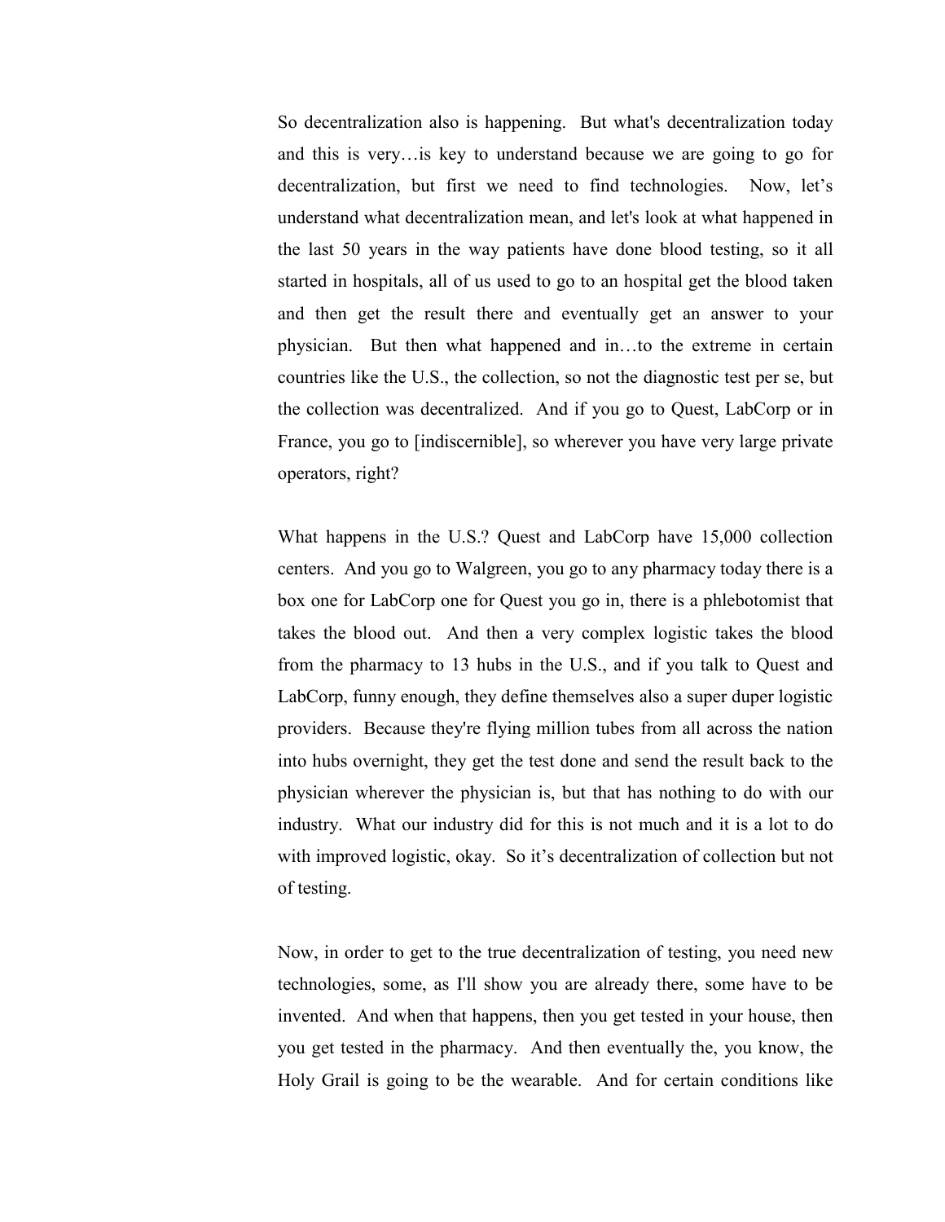So decentralization also is happening. But what's decentralization today and this is very…is key to understand because we are going to go for decentralization, but first we need to find technologies. Now, let's understand what decentralization mean, and let's look at what happened in the last 50 years in the way patients have done blood testing, so it all started in hospitals, all of us used to go to an hospital get the blood taken and then get the result there and eventually get an answer to your physician. But then what happened and in…to the extreme in certain countries like the U.S., the collection, so not the diagnostic test per se, but the collection was decentralized. And if you go to Quest, LabCorp or in France, you go to [indiscernible], so wherever you have very large private operators, right?

What happens in the U.S.? Quest and LabCorp have 15,000 collection centers. And you go to Walgreen, you go to any pharmacy today there is a box one for LabCorp one for Quest you go in, there is a phlebotomist that takes the blood out. And then a very complex logistic takes the blood from the pharmacy to 13 hubs in the U.S., and if you talk to Quest and LabCorp, funny enough, they define themselves also a super duper logistic providers. Because they're flying million tubes from all across the nation into hubs overnight, they get the test done and send the result back to the physician wherever the physician is, but that has nothing to do with our industry. What our industry did for this is not much and it is a lot to do with improved logistic, okay. So it's decentralization of collection but not of testing.

Now, in order to get to the true decentralization of testing, you need new technologies, some, as I'll show you are already there, some have to be invented. And when that happens, then you get tested in your house, then you get tested in the pharmacy. And then eventually the, you know, the Holy Grail is going to be the wearable. And for certain conditions like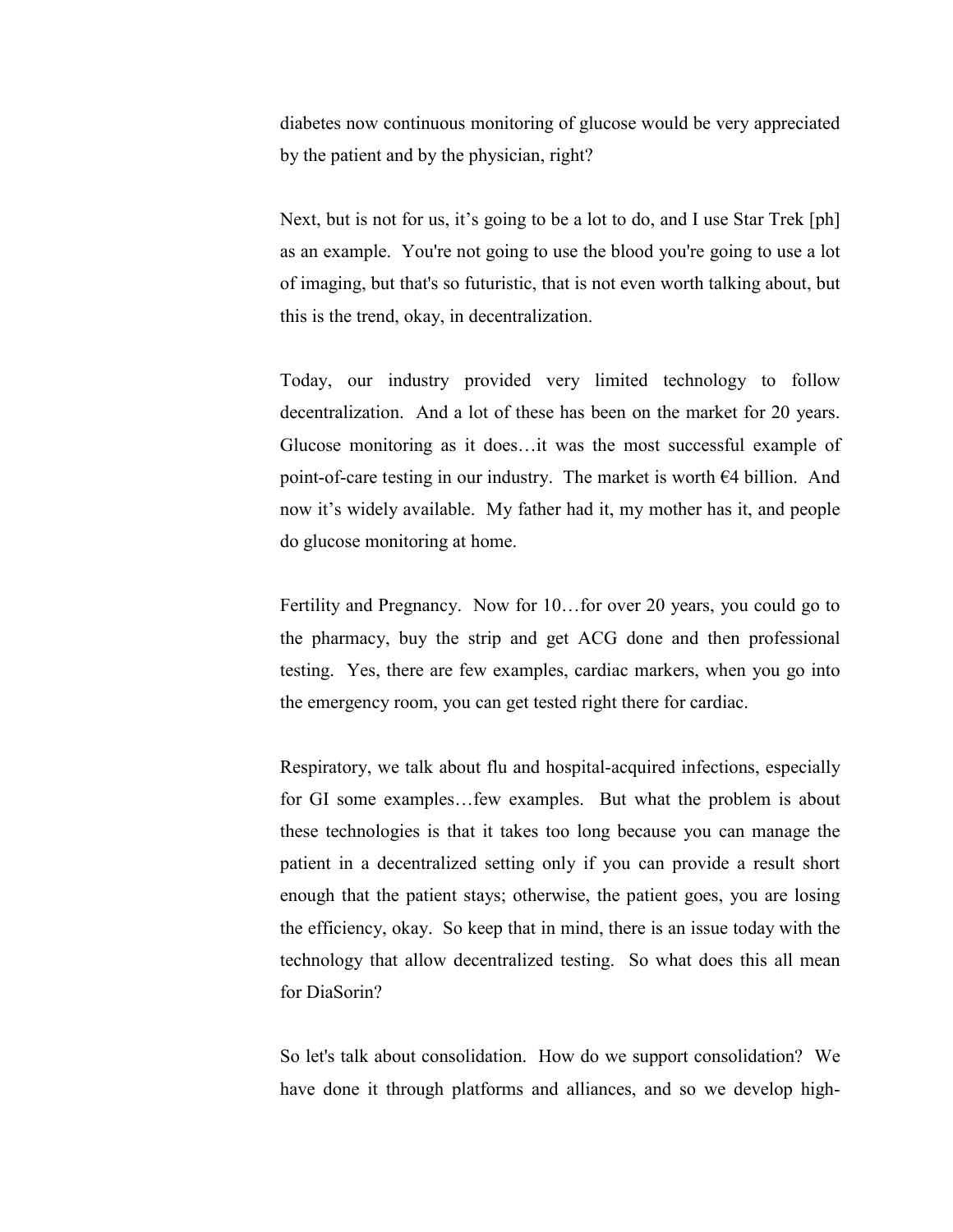diabetes now continuous monitoring of glucose would be very appreciated by the patient and by the physician, right?

Next, but is not for us, it's going to be a lot to do, and I use Star Trek [ph] as an example. You're not going to use the blood you're going to use a lot of imaging, but that's so futuristic, that is not even worth talking about, but this is the trend, okay, in decentralization.

Today, our industry provided very limited technology to follow decentralization. And a lot of these has been on the market for 20 years. Glucose monitoring as it does…it was the most successful example of point-of-care testing in our industry. The market is worth €4 billion. And now it's widely available. My father had it, my mother has it, and people do glucose monitoring at home.

Fertility and Pregnancy. Now for 10…for over 20 years, you could go to the pharmacy, buy the strip and get ACG done and then professional testing. Yes, there are few examples, cardiac markers, when you go into the emergency room, you can get tested right there for cardiac.

Respiratory, we talk about flu and hospital-acquired infections, especially for GI some examples…few examples. But what the problem is about these technologies is that it takes too long because you can manage the patient in a decentralized setting only if you can provide a result short enough that the patient stays; otherwise, the patient goes, you are losing the efficiency, okay. So keep that in mind, there is an issue today with the technology that allow decentralized testing. So what does this all mean for DiaSorin?

So let's talk about consolidation. How do we support consolidation? We have done it through platforms and alliances, and so we develop high-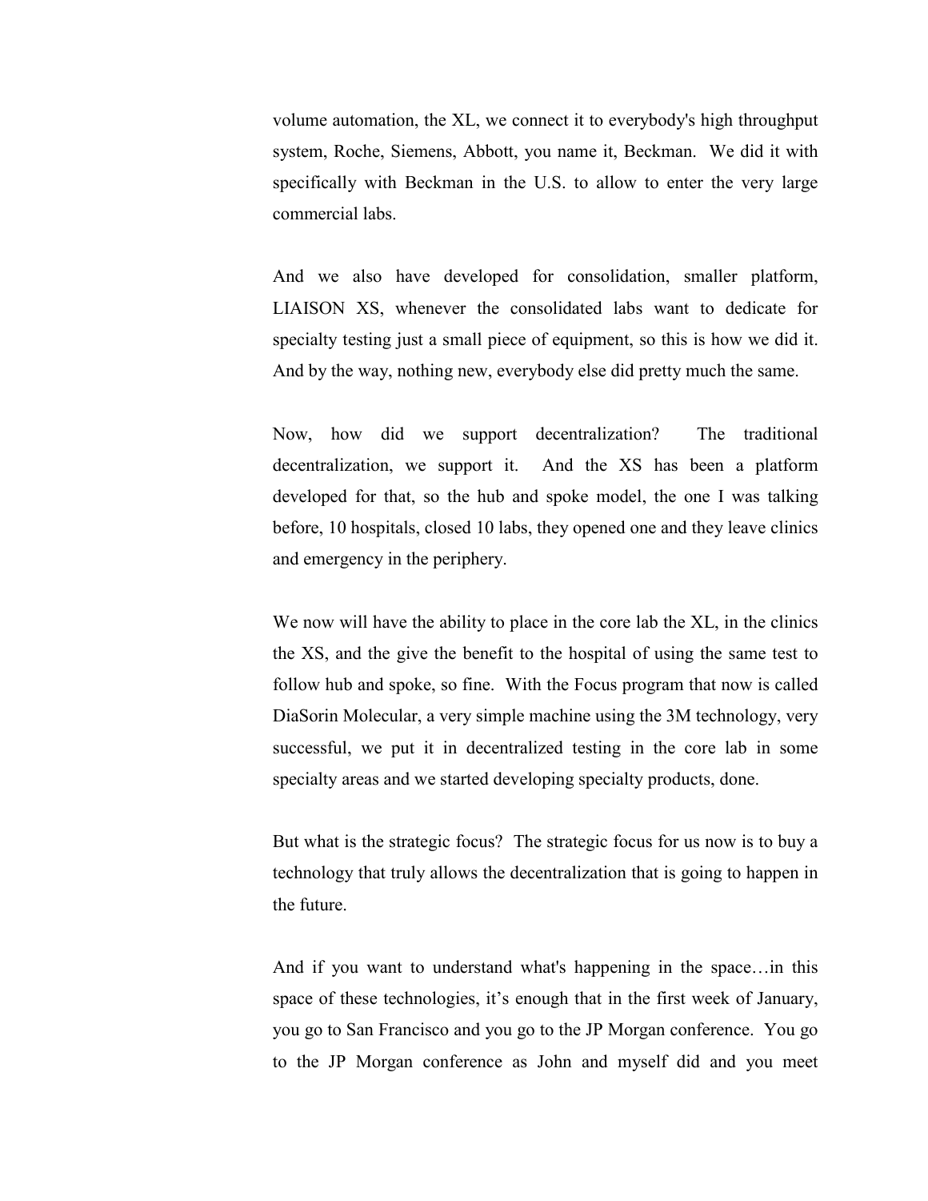volume automation, the XL, we connect it to everybody's high throughput system, Roche, Siemens, Abbott, you name it, Beckman. We did it with specifically with Beckman in the U.S. to allow to enter the very large commercial labs.

And we also have developed for consolidation, smaller platform, LIAISON XS, whenever the consolidated labs want to dedicate for specialty testing just a small piece of equipment, so this is how we did it. And by the way, nothing new, everybody else did pretty much the same.

Now, how did we support decentralization? The traditional decentralization, we support it. And the XS has been a platform developed for that, so the hub and spoke model, the one I was talking before, 10 hospitals, closed 10 labs, they opened one and they leave clinics and emergency in the periphery.

We now will have the ability to place in the core lab the XL, in the clinics the XS, and the give the benefit to the hospital of using the same test to follow hub and spoke, so fine. With the Focus program that now is called DiaSorin Molecular, a very simple machine using the 3M technology, very successful, we put it in decentralized testing in the core lab in some specialty areas and we started developing specialty products, done.

But what is the strategic focus? The strategic focus for us now is to buy a technology that truly allows the decentralization that is going to happen in the future.

And if you want to understand what's happening in the space…in this space of these technologies, it’s enough that in the first week of January, you go to San Francisco and you go to the JP Morgan conference. You go to the JP Morgan conference as John and myself did and you meet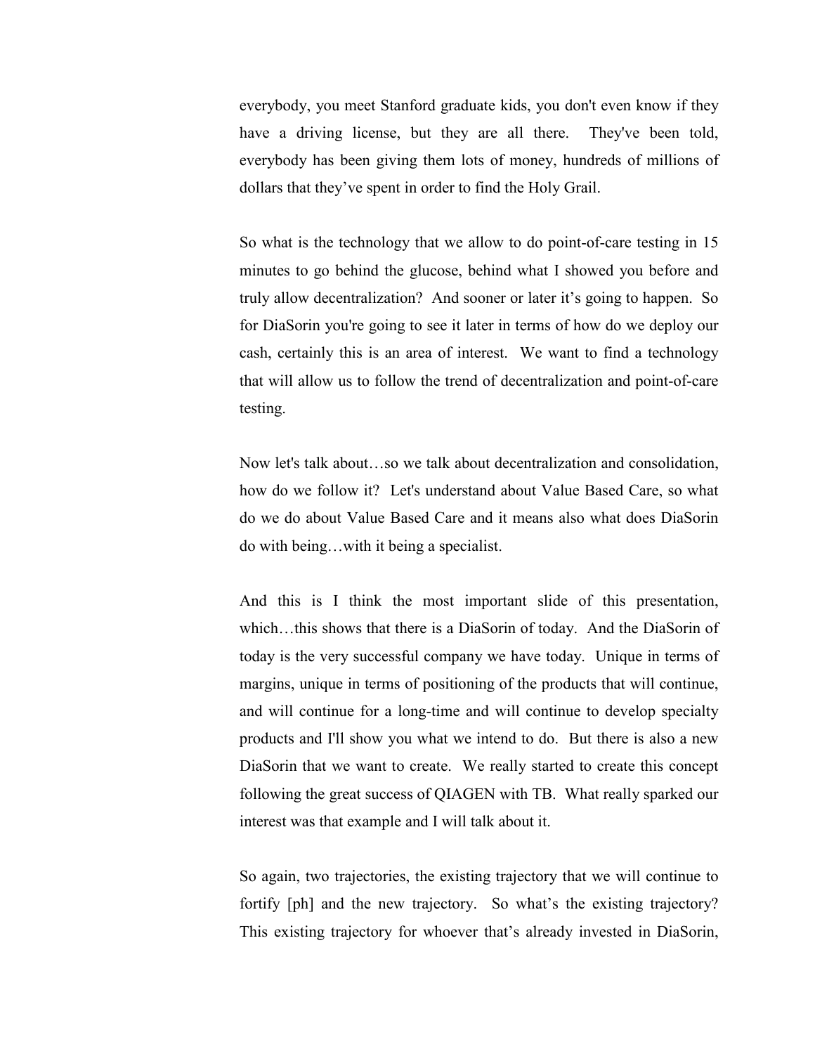everybody, you meet Stanford graduate kids, you don't even know if they have a driving license, but they are all there. They've been told, everybody has been giving them lots of money, hundreds of millions of dollars that they've spent in order to find the Holy Grail.

So what is the technology that we allow to do point-of-care testing in 15 minutes to go behind the glucose, behind what I showed you before and truly allow decentralization? And sooner or later it's going to happen. So for DiaSorin you're going to see it later in terms of how do we deploy our cash, certainly this is an area of interest. We want to find a technology that will allow us to follow the trend of decentralization and point-of-care testing.

Now let's talk about…so we talk about decentralization and consolidation, how do we follow it? Let's understand about Value Based Care, so what do we do about Value Based Care and it means also what does DiaSorin do with being…with it being a specialist.

And this is I think the most important slide of this presentation, which…this shows that there is a DiaSorin of today. And the DiaSorin of today is the very successful company we have today. Unique in terms of margins, unique in terms of positioning of the products that will continue, and will continue for a long-time and will continue to develop specialty products and I'll show you what we intend to do. But there is also a new DiaSorin that we want to create. We really started to create this concept following the great success of QIAGEN with TB. What really sparked our interest was that example and I will talk about it.

So again, two trajectories, the existing trajectory that we will continue to fortify [ph] and the new trajectory. So what's the existing trajectory? This existing trajectory for whoever that's already invested in DiaSorin,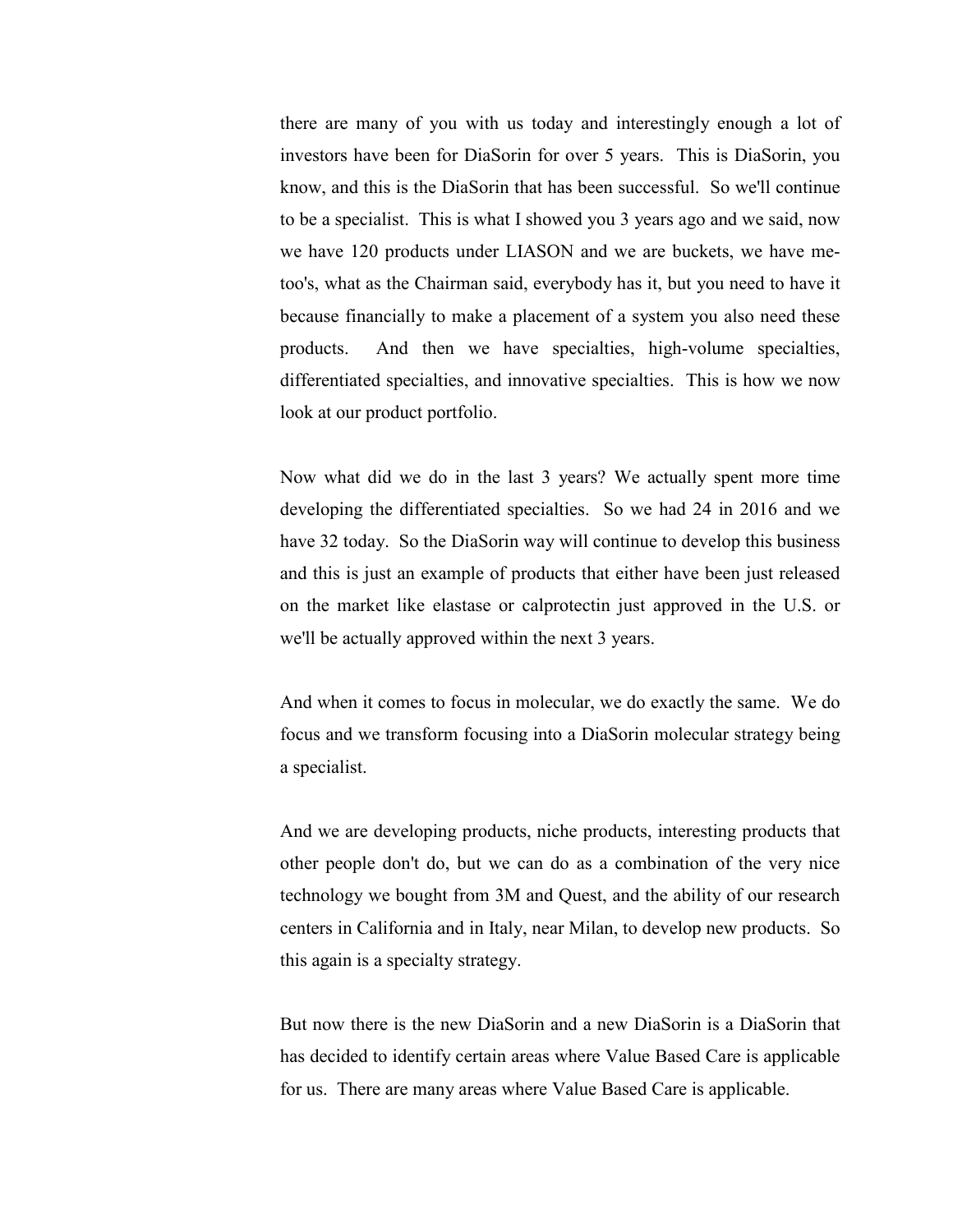there are many of you with us today and interestingly enough a lot of investors have been for DiaSorin for over 5 years. This is DiaSorin, you know, and this is the DiaSorin that has been successful. So we'll continue to be a specialist. This is what I showed you 3 years ago and we said, now we have 120 products under LIASON and we are buckets, we have me-too's, what as the Chairman said, everybody has it, but you need to have it because financially to make a placement of a system you also need these products. And then we have specialties, high-volume specialties, differentiated specialties, and innovative specialties. This is how we now look at our product portfolio.

Now what did we do in the last 3 years? We actually spent more time developing the differentiated specialties. So we had 24 in 2016 and we have 32 today. So the DiaSorin way will continue to develop this business and this is just an example of products that either have been just released on the market like elastase or calprotectin just approved in the U.S. or we'll be actually approved within the next 3 years.

And when it comes to focus in molecular, we do exactly the same. We do focus and we transform focusing into a DiaSorin molecular strategy being a specialist.

And we are developing products, niche products, interesting products that other people don't do, but we can do as a combination of the very nice technology we bought from 3M and Quest, and the ability of our research centers in California and in Italy, near Milan, to develop new products. So this again is a specialty strategy.

But now there is the new DiaSorin and a new DiaSorin is a DiaSorin that has decided to identify certain areas where Value Based Care is applicable for us. There are many areas where Value Based Care is applicable.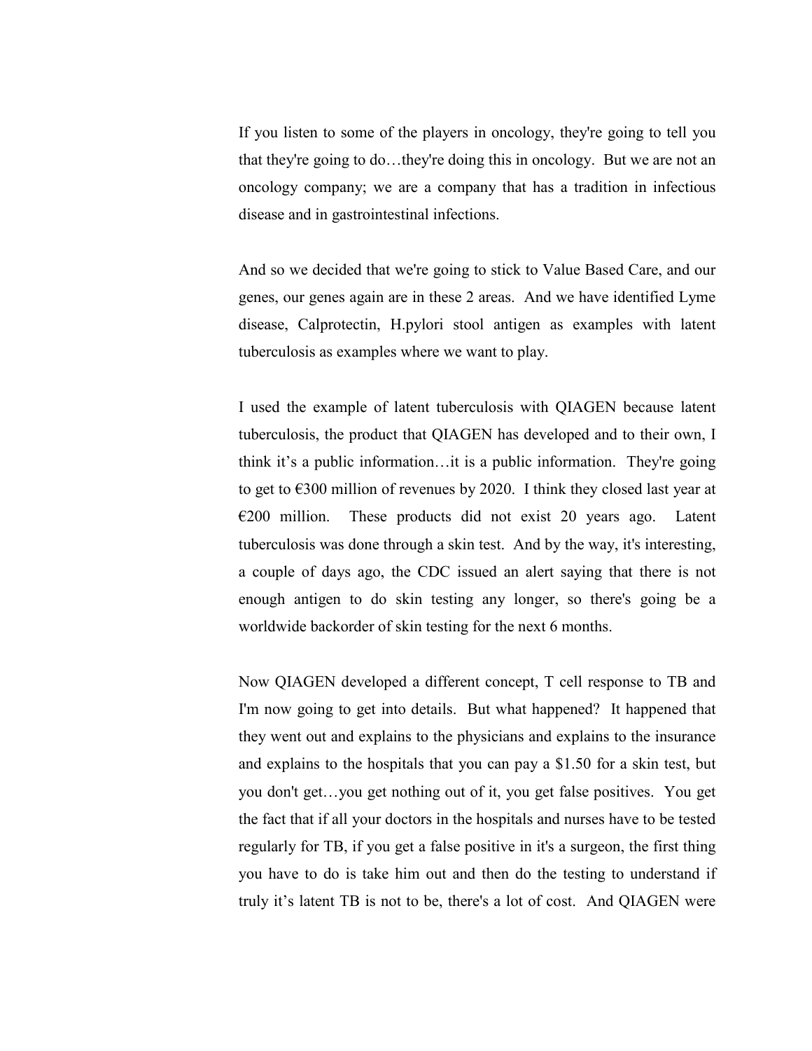If you listen to some of the players in oncology, they're going to tell you that they're going to do…they're doing this in oncology. But we are not an oncology company; we are a company that has a tradition in infectious disease and in gastrointestinal infections.

And so we decided that we're going to stick to Value Based Care, and our genes, our genes again are in these 2 areas. And we have identified Lyme disease, Calprotectin, H.pylori stool antigen as examples with latent tuberculosis as examples where we want to play.

I used the example of latent tuberculosis with QIAGEN because latent tuberculosis, the product that QIAGEN has developed and to their own, I think it's a public information…it is a public information. They're going to get to €300 million of revenues by 2020. I think they closed last year at €200 million. These products did not exist 20 years ago. Latent tuberculosis was done through a skin test. And by the way, it's interesting, a couple of days ago, the CDC issued an alert saying that there is not enough antigen to do skin testing any longer, so there's going be a worldwide backorder of skin testing for the next 6 months.

Now QIAGEN developed a different concept, T cell response to TB and I'm now going to get into details. But what happened? It happened that they went out and explains to the physicians and explains to the insurance and explains to the hospitals that you can pay a $1.50 for a skin test, but you don't get…you get nothing out of it, you get false positives. You get the fact that if all your doctors in the hospitals and nurses have to be tested regularly for TB, if you get a false positive in it's a surgeon, the first thing you have to do is take him out and then do the testing to understand if truly it's latent TB is not to be, there's a lot of cost. And QIAGEN were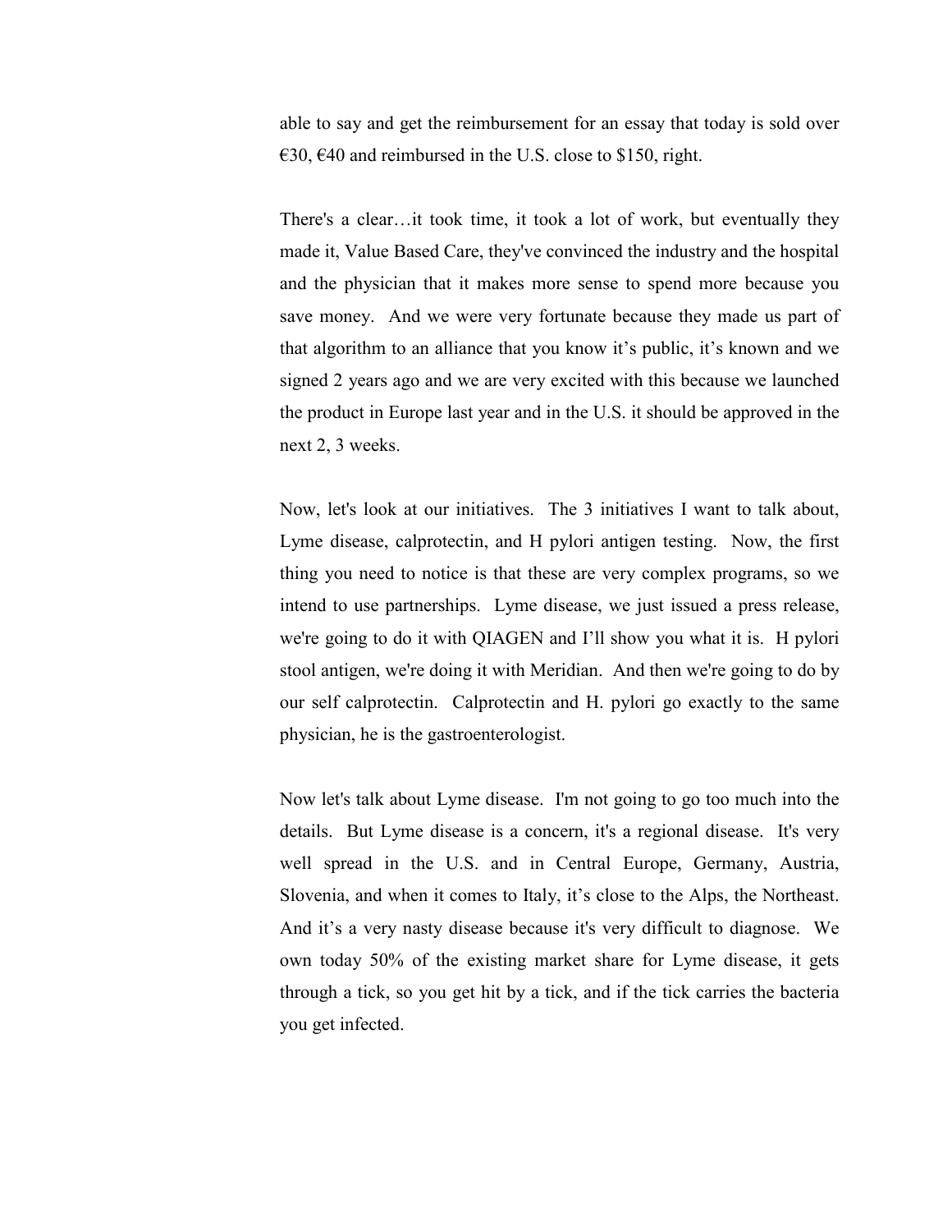able to say and get the reimbursement for an essay that today is sold over €30, €40 and reimbursed in the U.S. close to $150, right.

There's a clear…it took time, it took a lot of work, but eventually they made it, Value Based Care, they've convinced the industry and the hospital and the physician that it makes more sense to spend more because you save money. And we were very fortunate because they made us part of that algorithm to an alliance that you know it's public, it's known and we signed 2 years ago and we are very excited with this because we launched the product in Europe last year and in the U.S. it should be approved in the next 2, 3 weeks.

Now, let's look at our initiatives. The 3 initiatives I want to talk about, Lyme disease, calprotectin, and H pylori antigen testing. Now, the first thing you need to notice is that these are very complex programs, so we intend to use partnerships. Lyme disease, we just issued a press release, we're going to do it with QIAGEN and I'll show you what it is. H pylori stool antigen, we're doing it with Meridian. And then we're going to do by our self calprotectin. Calprotectin and H. pylori go exactly to the same physician, he is the gastroenterologist.

Now let's talk about Lyme disease. I'm not going to go too much into the details. But Lyme disease is a concern, it's a regional disease. It's very well spread in the U.S. and in Central Europe, Germany, Austria, Slovenia, and when it comes to Italy, it's close to the Alps, the Northeast. And it's a very nasty disease because it's very difficult to diagnose. We own today 50% of the existing market share for Lyme disease, it gets through a tick, so you get hit by a tick, and if the tick carries the bacteria you get infected.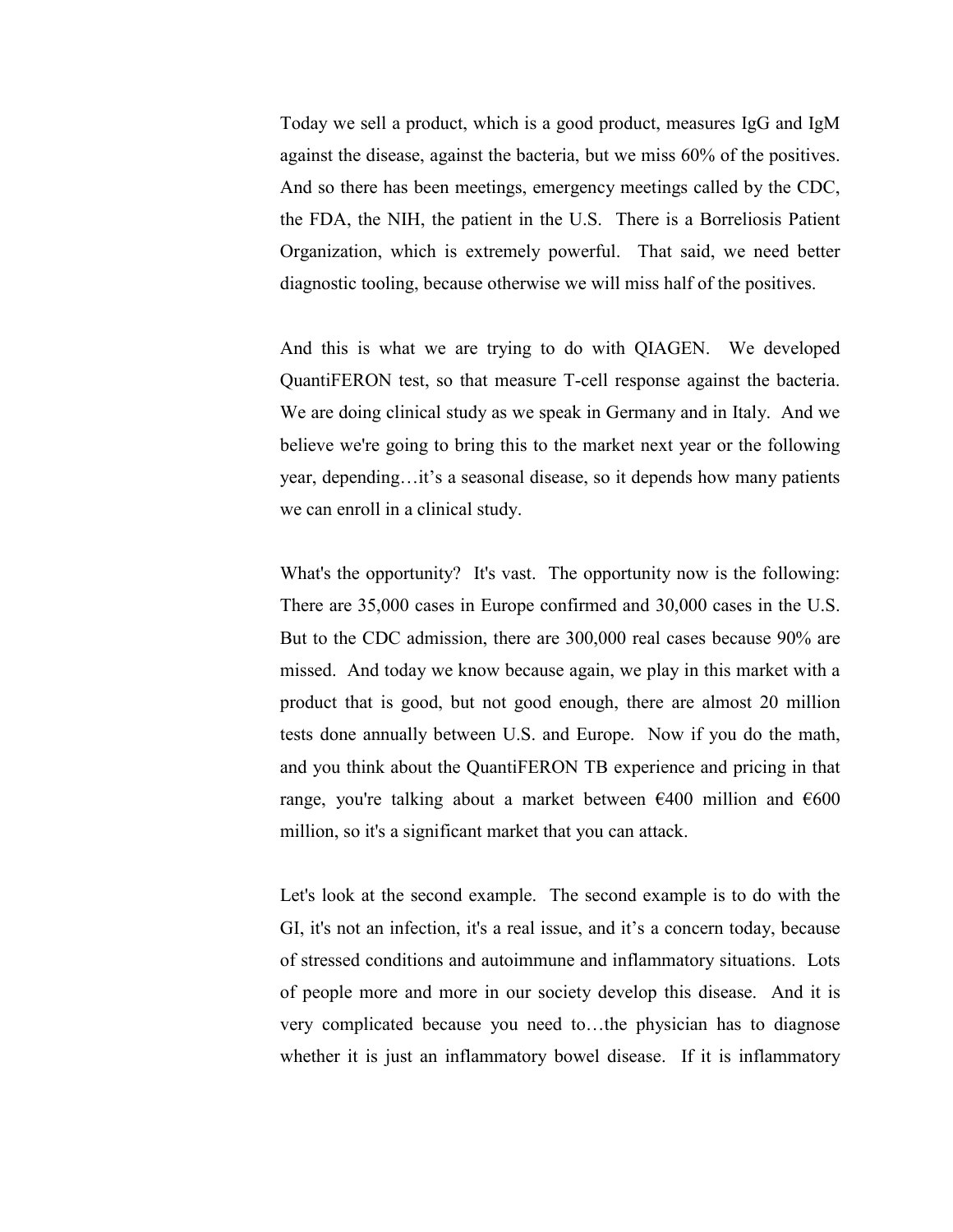Today we sell a product, which is a good product, measures IgG and IgM against the disease, against the bacteria, but we miss 60% of the positives. And so there has been meetings, emergency meetings called by the CDC, the FDA, the NIH, the patient in the U.S. There is a Borreliosis Patient Organization, which is extremely powerful. That said, we need better diagnostic tooling, because otherwise we will miss half of the positives.

And this is what we are trying to do with QIAGEN. We developed QuantiFERON test, so that measure T-cell response against the bacteria. We are doing clinical study as we speak in Germany and in Italy. And we believe we're going to bring this to the market next year or the following year, depending…it's a seasonal disease, so it depends how many patients we can enroll in a clinical study.

What's the opportunity? It's vast. The opportunity now is the following: There are 35,000 cases in Europe confirmed and 30,000 cases in the U.S. But to the CDC admission, there are 300,000 real cases because 90% are missed. And today we know because again, we play in this market with a product that is good, but not good enough, there are almost 20 million tests done annually between U.S. and Europe. Now if you do the math, and you think about the QuantiFERON TB experience and pricing in that range, you're talking about a market between €400 million and €600 million, so it's a significant market that you can attack.

Let's look at the second example. The second example is to do with the GI, it's not an infection, it's a real issue, and it's a concern today, because of stressed conditions and autoimmune and inflammatory situations. Lots of people more and more in our society develop this disease. And it is very complicated because you need to…the physician has to diagnose whether it is just an inflammatory bowel disease. If it is inflammatory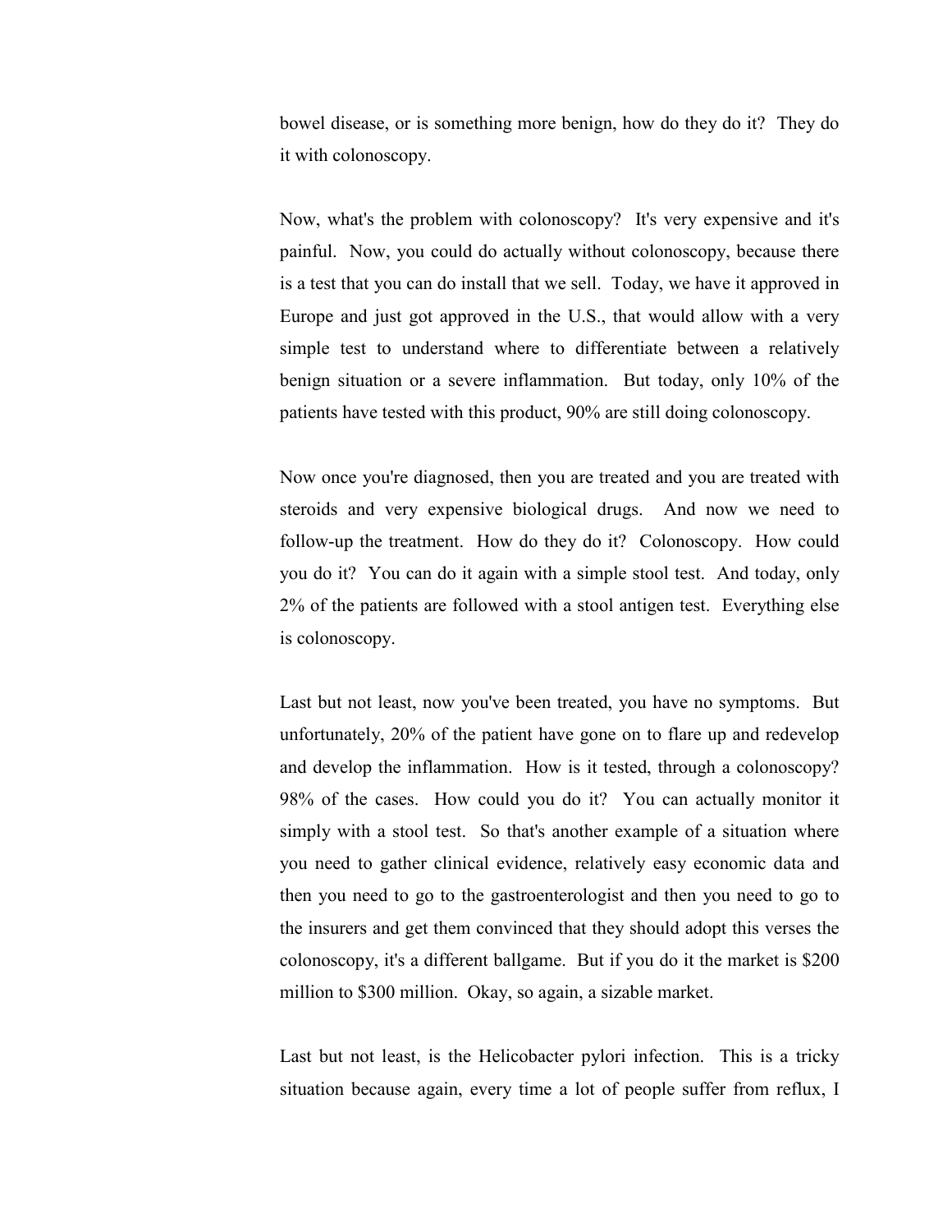bowel disease, or is something more benign, how do they do it? They do it with colonoscopy.

Now, what's the problem with colonoscopy? It's very expensive and it's painful. Now, you could do actually without colonoscopy, because there is a test that you can do install that we sell. Today, we have it approved in Europe and just got approved in the U.S., that would allow with a very simple test to understand where to differentiate between a relatively benign situation or a severe inflammation. But today, only 10% of the patients have tested with this product, 90% are still doing colonoscopy.

Now once you're diagnosed, then you are treated and you are treated with steroids and very expensive biological drugs. And now we need to follow-up the treatment. How do they do it? Colonoscopy. How could you do it? You can do it again with a simple stool test. And today, only 2% of the patients are followed with a stool antigen test. Everything else is colonoscopy.

Last but not least, now you've been treated, you have no symptoms. But unfortunately, 20% of the patient have gone on to flare up and redevelop and develop the inflammation. How is it tested, through a colonoscopy? 98% of the cases. How could you do it? You can actually monitor it simply with a stool test. So that's another example of a situation where you need to gather clinical evidence, relatively easy economic data and then you need to go to the gastroenterologist and then you need to go to the insurers and get them convinced that they should adopt this verses the colonoscopy, it's a different ballgame. But if you do it the market is $200 million to $300 million. Okay, so again, a sizable market.

Last but not least, is the Helicobacter pylori infection. This is a tricky situation because again, every time a lot of people suffer from reflux, I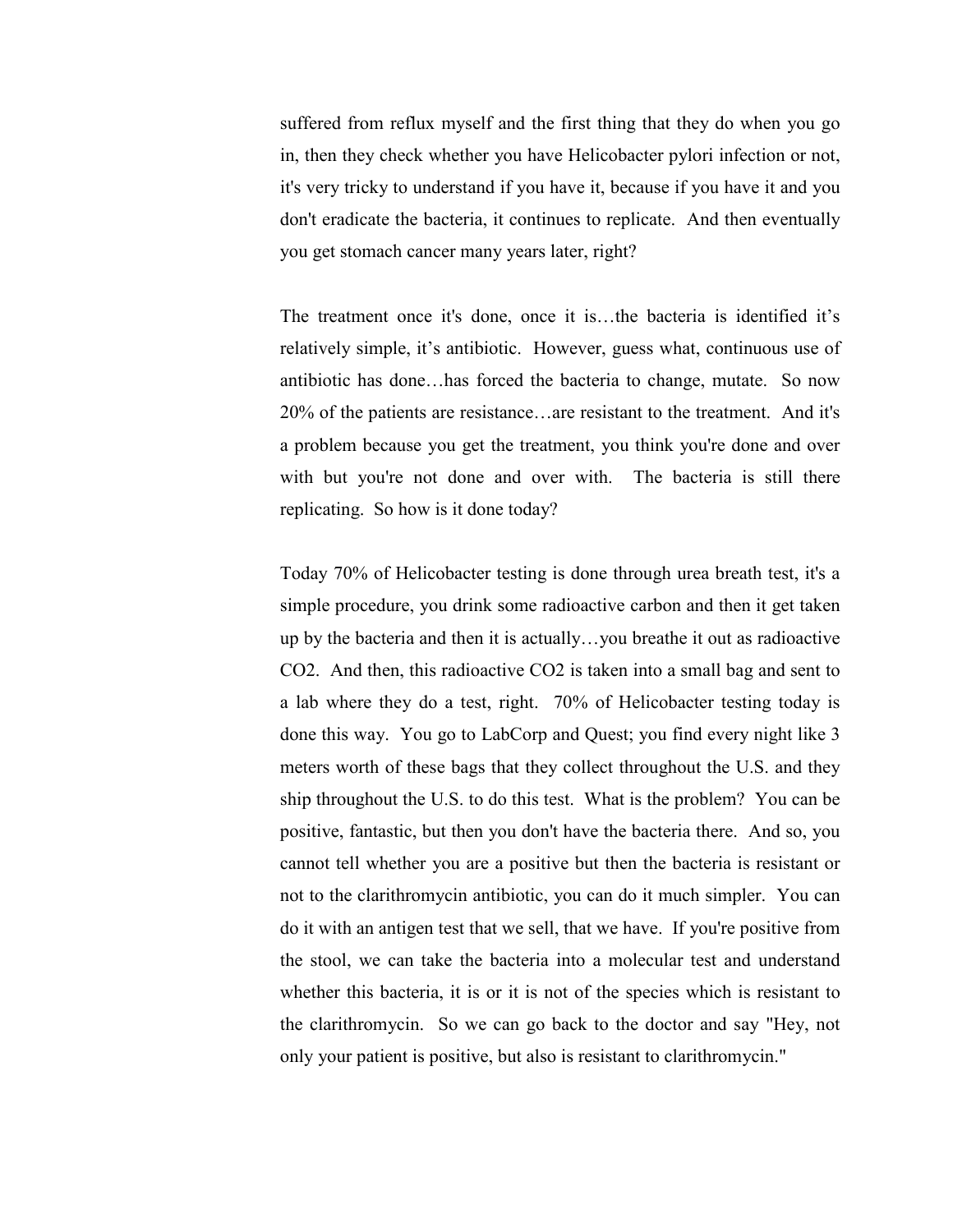suffered from reflux myself and the first thing that they do when you go in, then they check whether you have Helicobacter pylori infection or not, it's very tricky to understand if you have it, because if you have it and you don't eradicate the bacteria, it continues to replicate. And then eventually you get stomach cancer many years later, right?

The treatment once it's done, once it is…the bacteria is identified it's relatively simple, it's antibiotic. However, guess what, continuous use of antibiotic has done…has forced the bacteria to change, mutate. So now 20% of the patients are resistance…are resistant to the treatment. And it's a problem because you get the treatment, you think you're done and over with but you're not done and over with. The bacteria is still there replicating. So how is it done today?

Today 70% of Helicobacter testing is done through urea breath test, it's a simple procedure, you drink some radioactive carbon and then it get taken up by the bacteria and then it is actually…you breathe it out as radioactive CO2. And then, this radioactive CO2 is taken into a small bag and sent to a lab where they do a test, right. 70% of Helicobacter testing today is done this way. You go to LabCorp and Quest; you find every night like 3 meters worth of these bags that they collect throughout the U.S. and they ship throughout the U.S. to do this test. What is the problem? You can be positive, fantastic, but then you don't have the bacteria there. And so, you cannot tell whether you are a positive but then the bacteria is resistant or not to the clarithromycin antibiotic, you can do it much simpler. You can do it with an antigen test that we sell, that we have. If you're positive from the stool, we can take the bacteria into a molecular test and understand whether this bacteria, it is or it is not of the species which is resistant to the clarithromycin. So we can go back to the doctor and say "Hey, not only your patient is positive, but also is resistant to clarithromycin."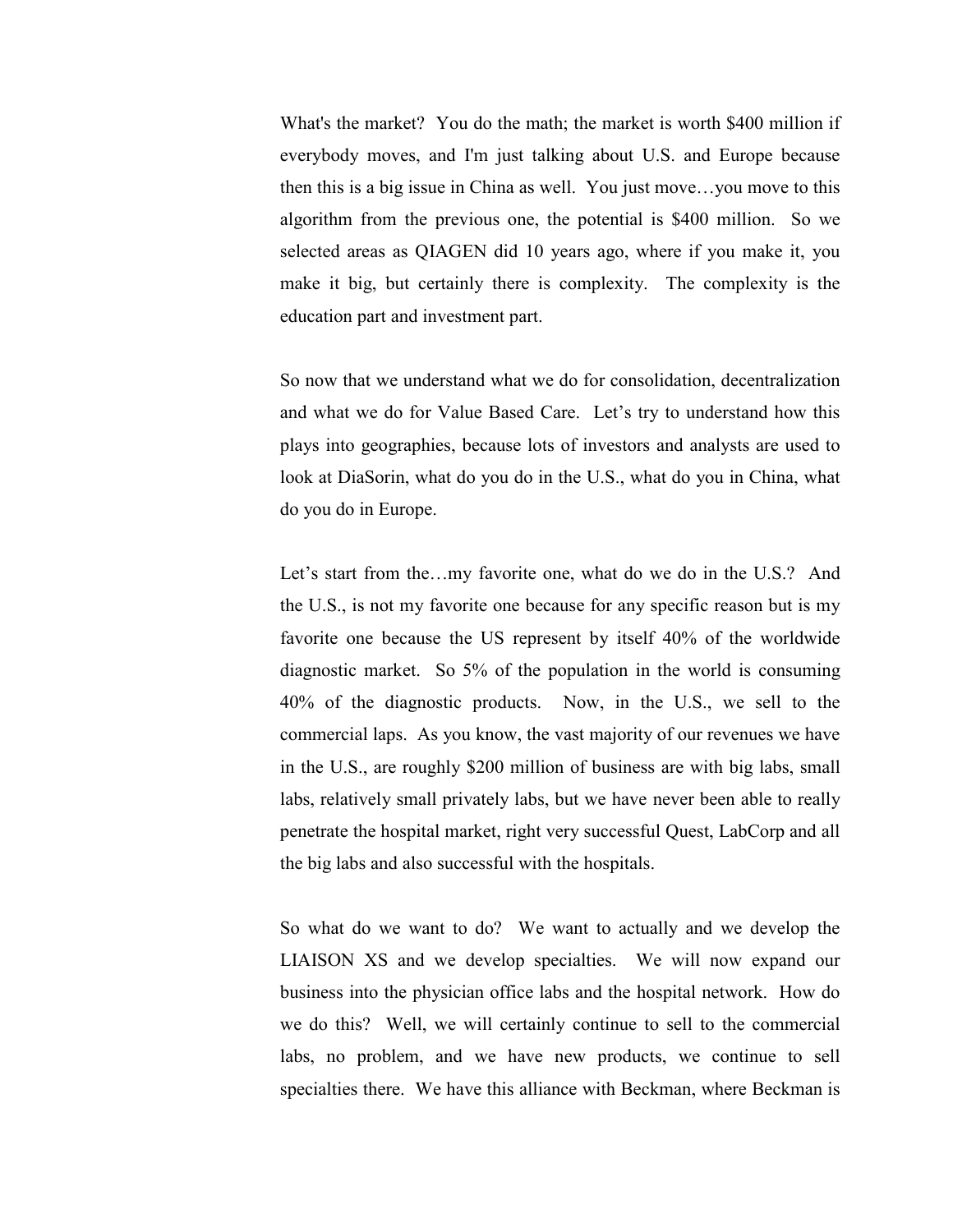What's the market? You do the math; the market is worth $400 million if everybody moves, and I'm just talking about U.S. and Europe because then this is a big issue in China as well. You just move…you move to this algorithm from the previous one, the potential is $400 million. So we selected areas as QIAGEN did 10 years ago, where if you make it, you make it big, but certainly there is complexity. The complexity is the education part and investment part.

So now that we understand what we do for consolidation, decentralization and what we do for Value Based Care. Let's try to understand how this plays into geographies, because lots of investors and analysts are used to look at DiaSorin, what do you do in the U.S., what do you in China, what do you do in Europe.

Let's start from the…my favorite one, what do we do in the U.S.? And the U.S., is not my favorite one because for any specific reason but is my favorite one because the US represent by itself 40% of the worldwide diagnostic market. So 5% of the population in the world is consuming 40% of the diagnostic products. Now, in the U.S., we sell to the commercial laps. As you know, the vast majority of our revenues we have in the U.S., are roughly $200 million of business are with big labs, small labs, relatively small privately labs, but we have never been able to really penetrate the hospital market, right very successful Quest, LabCorp and all the big labs and also successful with the hospitals.

So what do we want to do? We want to actually and we develop the LIAISON XS and we develop specialties. We will now expand our business into the physician office labs and the hospital network. How do we do this? Well, we will certainly continue to sell to the commercial labs, no problem, and we have new products, we continue to sell specialties there. We have this alliance with Beckman, where Beckman is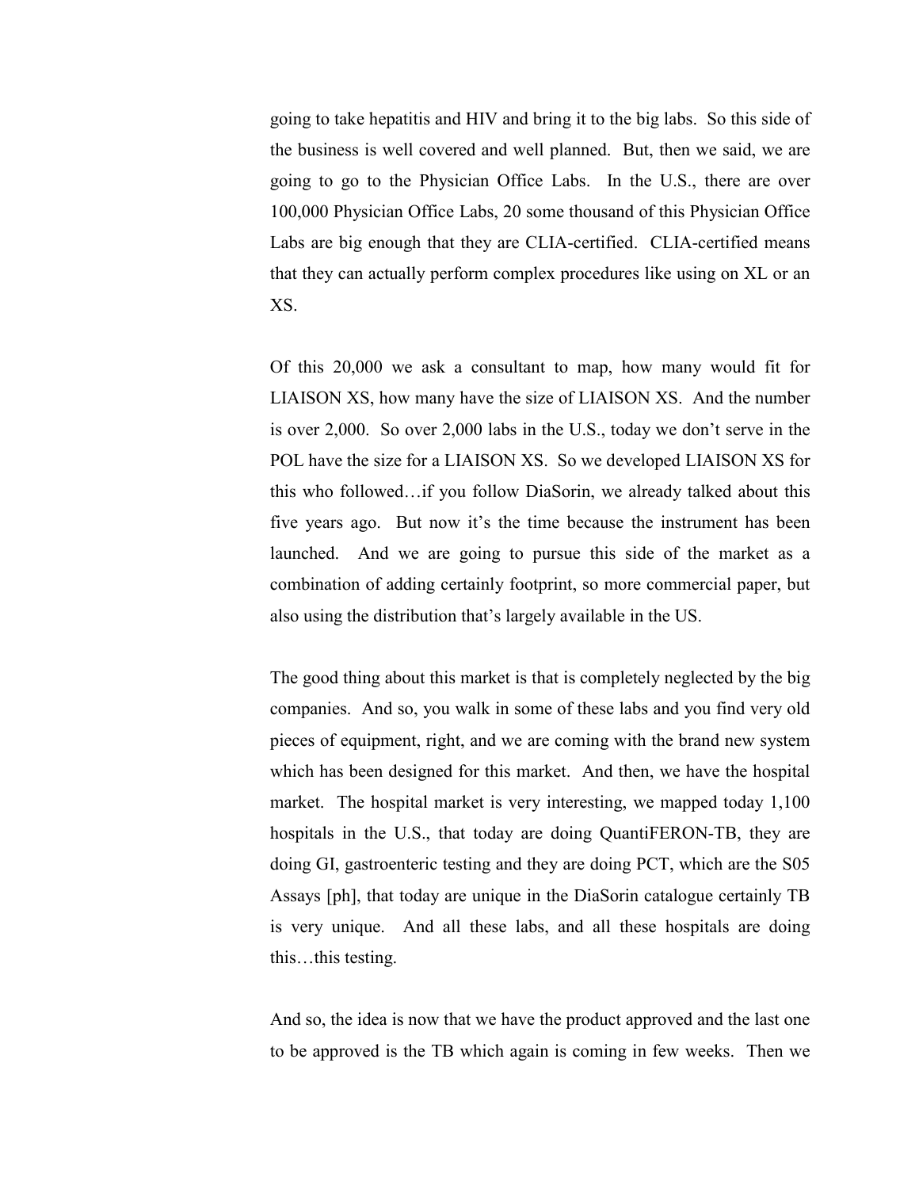going to take hepatitis and HIV and bring it to the big labs. So this side of the business is well covered and well planned. But, then we said, we are going to go to the Physician Office Labs. In the U.S., there are over 100,000 Physician Office Labs, 20 some thousand of this Physician Office Labs are big enough that they are CLIA-certified. CLIA-certified means that they can actually perform complex procedures like using on XL or an XS.

Of this 20,000 we ask a consultant to map, how many would fit for LIAISON XS, how many have the size of LIAISON XS. And the number is over 2,000. So over 2,000 labs in the U.S., today we don't serve in the POL have the size for a LIAISON XS. So we developed LIAISON XS for this who followed…if you follow DiaSorin, we already talked about this five years ago. But now it's the time because the instrument has been launched. And we are going to pursue this side of the market as a combination of adding certainly footprint, so more commercial paper, but also using the distribution that's largely available in the US.

The good thing about this market is that is completely neglected by the big companies. And so, you walk in some of these labs and you find very old pieces of equipment, right, and we are coming with the brand new system which has been designed for this market. And then, we have the hospital market. The hospital market is very interesting, we mapped today 1,100 hospitals in the U.S., that today are doing QuantiFERON-TB, they are doing GI, gastroenteric testing and they are doing PCT, which are the S05 Assays [ph], that today are unique in the DiaSorin catalogue certainly TB is very unique. And all these labs, and all these hospitals are doing this…this testing.

And so, the idea is now that we have the product approved and the last one to be approved is the TB which again is coming in few weeks. Then we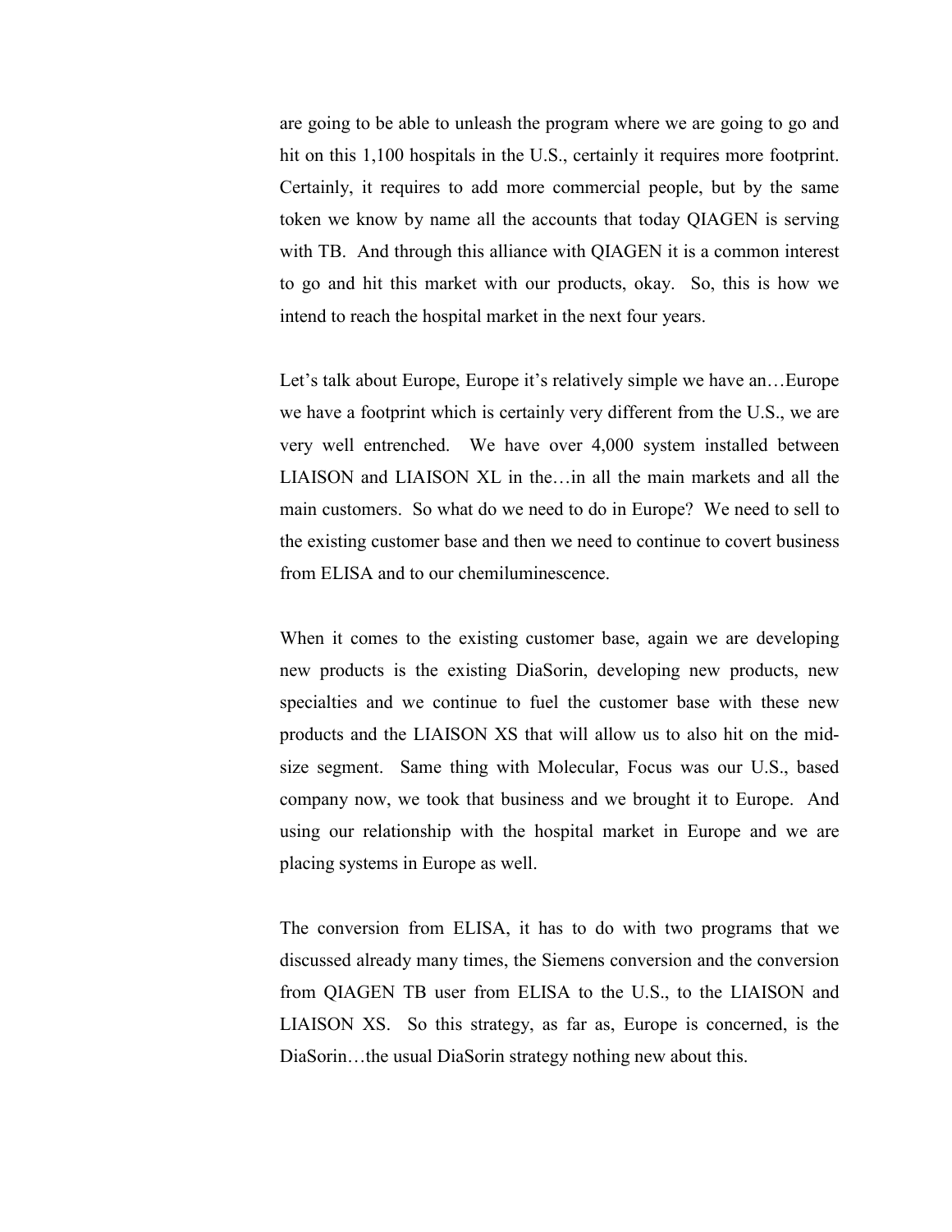are going to be able to unleash the program where we are going to go and hit on this 1,100 hospitals in the U.S., certainly it requires more footprint. Certainly, it requires to add more commercial people, but by the same token we know by name all the accounts that today QIAGEN is serving with TB. And through this alliance with QIAGEN it is a common interest to go and hit this market with our products, okay. So, this is how we intend to reach the hospital market in the next four years.

Let's talk about Europe, Europe it's relatively simple we have an…Europe we have a footprint which is certainly very different from the U.S., we are very well entrenched. We have over 4,000 system installed between LIAISON and LIAISON XL in the…in all the main markets and all the main customers. So what do we need to do in Europe? We need to sell to the existing customer base and then we need to continue to covert business from ELISA and to our chemiluminescence.

When it comes to the existing customer base, again we are developing new products is the existing DiaSorin, developing new products, new specialties and we continue to fuel the customer base with these new products and the LIAISON XS that will allow us to also hit on the mid-size segment. Same thing with Molecular, Focus was our U.S., based company now, we took that business and we brought it to Europe. And using our relationship with the hospital market in Europe and we are placing systems in Europe as well.

The conversion from ELISA, it has to do with two programs that we discussed already many times, the Siemens conversion and the conversion from QIAGEN TB user from ELISA to the U.S., to the LIAISON and LIAISON XS. So this strategy, as far as, Europe is concerned, is the DiaSorin…the usual DiaSorin strategy nothing new about this.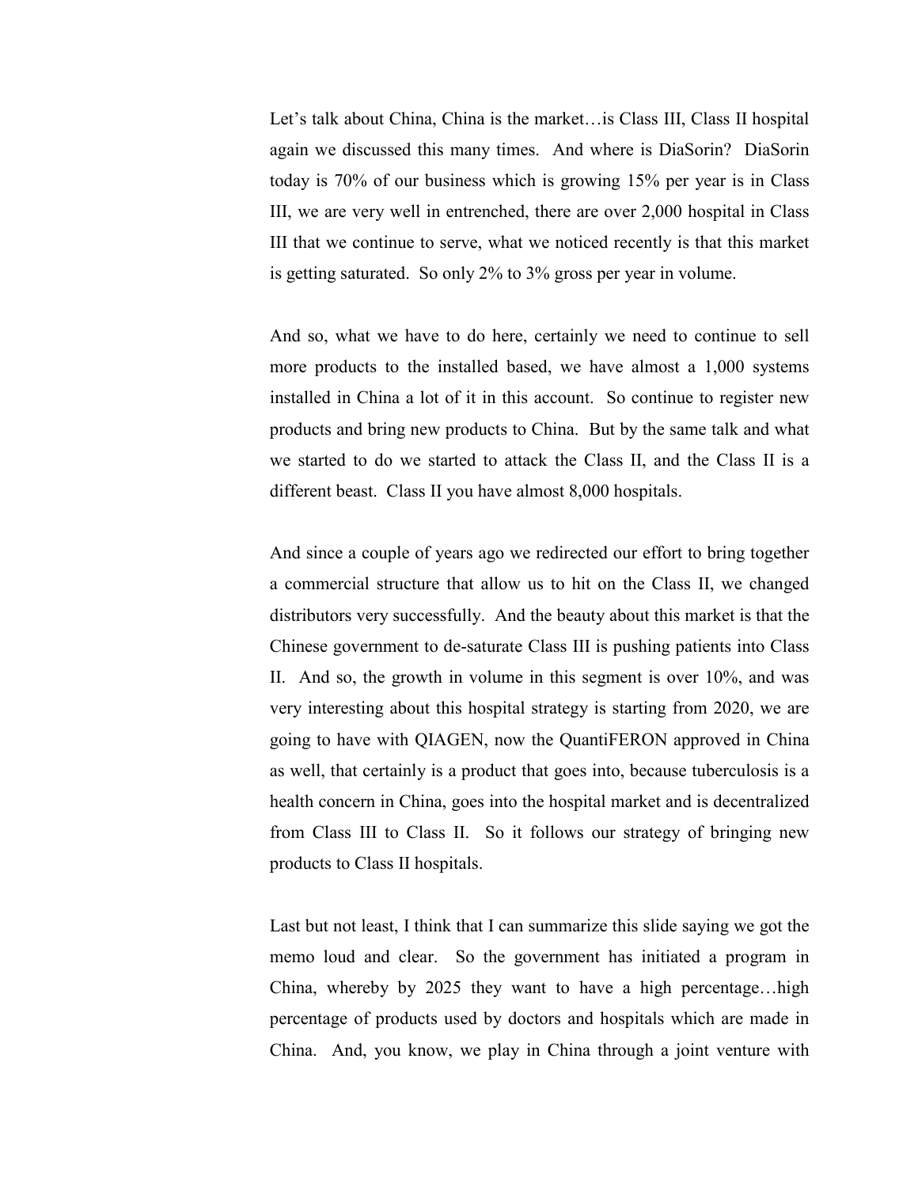Let's talk about China, China is the market…is Class III, Class II hospital again we discussed this many times. And where is DiaSorin? DiaSorin today is 70% of our business which is growing 15% per year is in Class III, we are very well in entrenched, there are over 2,000 hospital in Class III that we continue to serve, what we noticed recently is that this market is getting saturated. So only 2% to 3% gross per year in volume.

And so, what we have to do here, certainly we need to continue to sell more products to the installed based, we have almost a 1,000 systems installed in China a lot of it in this account. So continue to register new products and bring new products to China. But by the same talk and what we started to do we started to attack the Class II, and the Class II is a different beast. Class II you have almost 8,000 hospitals.

And since a couple of years ago we redirected our effort to bring together a commercial structure that allow us to hit on the Class II, we changed distributors very successfully. And the beauty about this market is that the Chinese government to de-saturate Class III is pushing patients into Class II. And so, the growth in volume in this segment is over 10%, and was very interesting about this hospital strategy is starting from 2020, we are going to have with QIAGEN, now the QuantiFERON approved in China as well, that certainly is a product that goes into, because tuberculosis is a health concern in China, goes into the hospital market and is decentralized from Class III to Class II. So it follows our strategy of bringing new products to Class II hospitals.

Last but not least, I think that I can summarize this slide saying we got the memo loud and clear. So the government has initiated a program in China, whereby by 2025 they want to have a high percentage…high percentage of products used by doctors and hospitals which are made in China. And, you know, we play in China through a joint venture with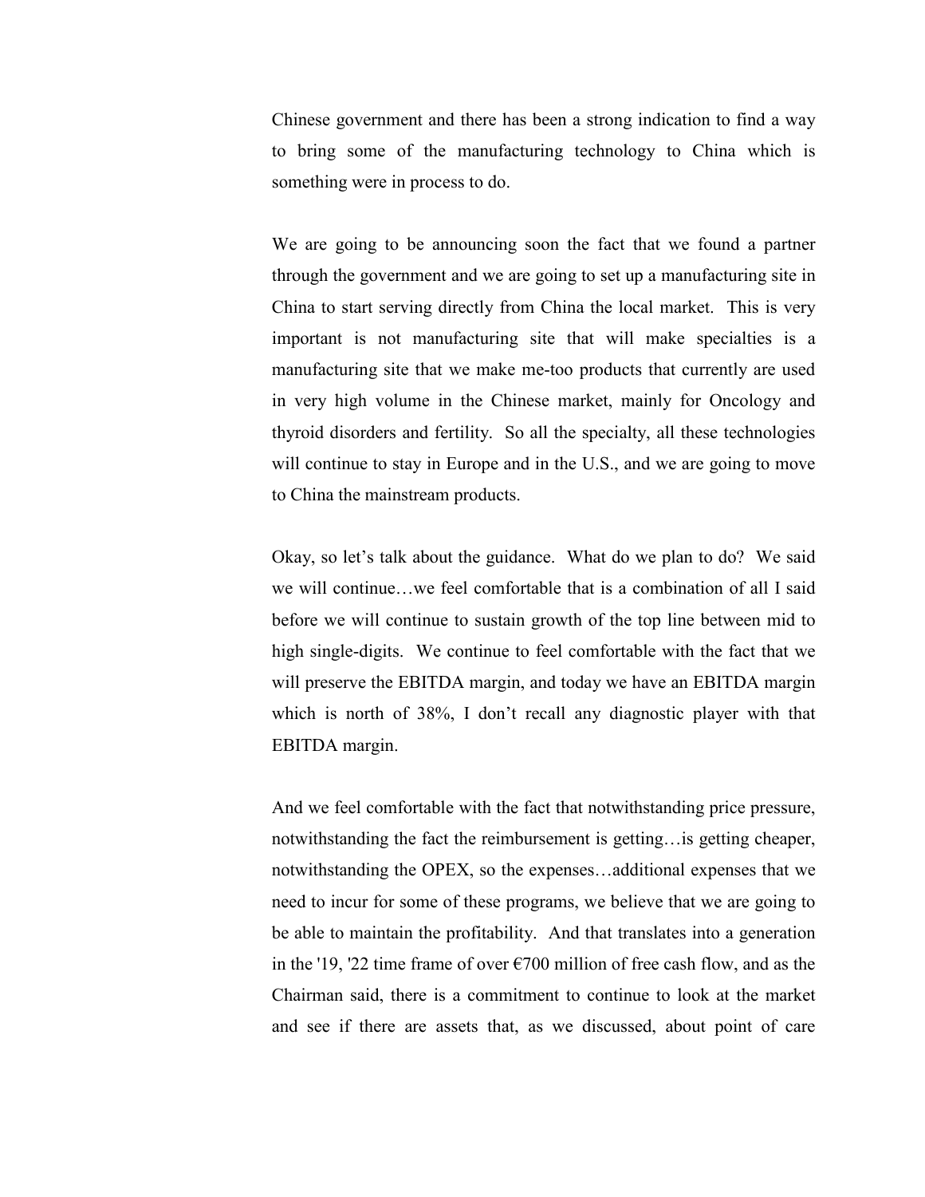Chinese government and there has been a strong indication to find a way to bring some of the manufacturing technology to China which is something were in process to do.

We are going to be announcing soon the fact that we found a partner through the government and we are going to set up a manufacturing site in China to start serving directly from China the local market. This is very important is not manufacturing site that will make specialties is a manufacturing site that we make me-too products that currently are used in very high volume in the Chinese market, mainly for Oncology and thyroid disorders and fertility. So all the specialty, all these technologies will continue to stay in Europe and in the U.S., and we are going to move to China the mainstream products.

Okay, so let's talk about the guidance. What do we plan to do? We said we will continue…we feel comfortable that is a combination of all I said before we will continue to sustain growth of the top line between mid to high single-digits. We continue to feel comfortable with the fact that we will preserve the EBITDA margin, and today we have an EBITDA margin which is north of 38%, I don't recall any diagnostic player with that EBITDA margin.

And we feel comfortable with the fact that notwithstanding price pressure, notwithstanding the fact the reimbursement is getting…is getting cheaper, notwithstanding the OPEX, so the expenses…additional expenses that we need to incur for some of these programs, we believe that we are going to be able to maintain the profitability. And that translates into a generation in the '19, '22 time frame of over €700 million of free cash flow, and as the Chairman said, there is a commitment to continue to look at the market and see if there are assets that, as we discussed, about point of care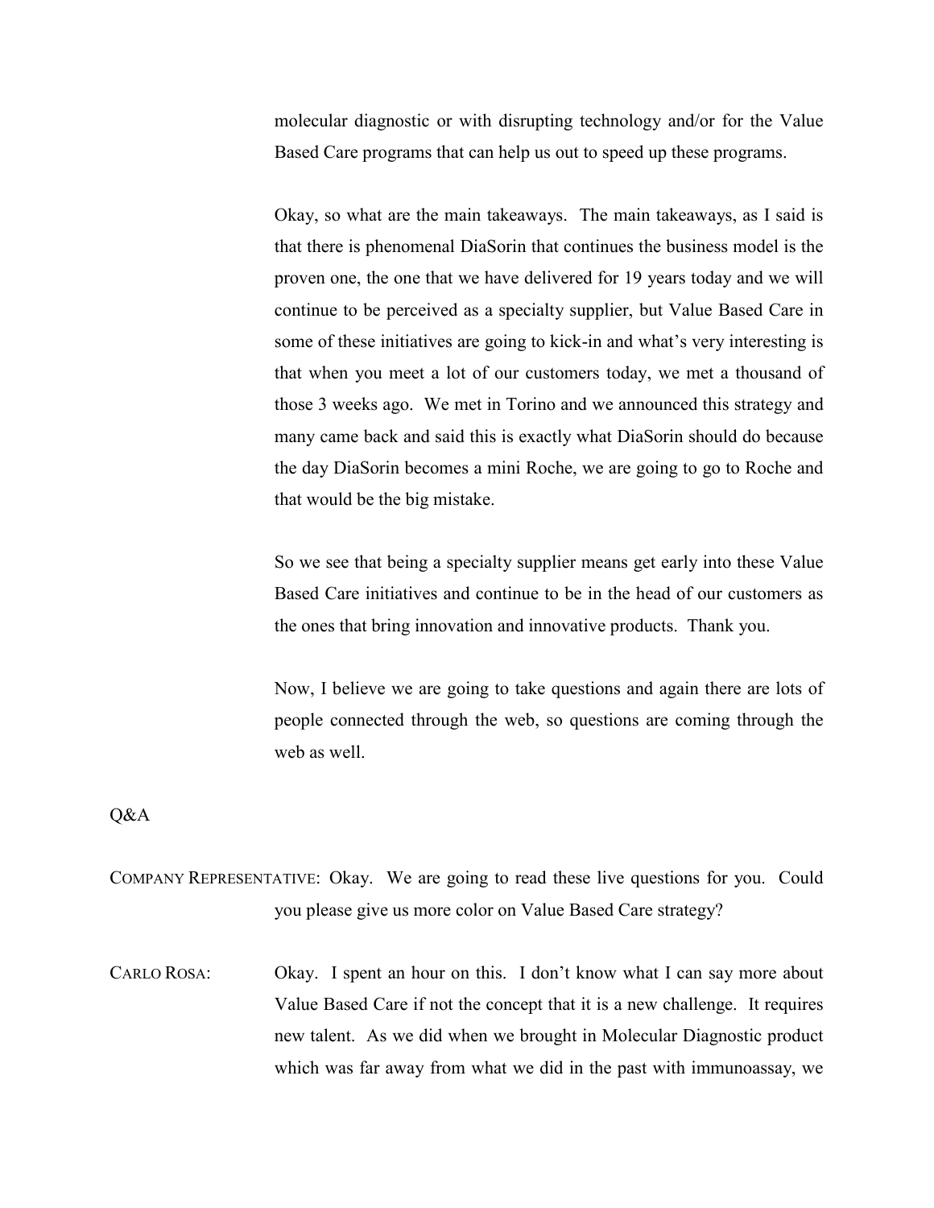molecular diagnostic or with disrupting technology and/or for the Value Based Care programs that can help us out to speed up these programs.

Okay, so what are the main takeaways. The main takeaways, as I said is that there is phenomenal DiaSorin that continues the business model is the proven one, the one that we have delivered for 19 years today and we will continue to be perceived as a specialty supplier, but Value Based Care in some of these initiatives are going to kick-in and what's very interesting is that when you meet a lot of our customers today, we met a thousand of those 3 weeks ago. We met in Torino and we announced this strategy and many came back and said this is exactly what DiaSorin should do because the day DiaSorin becomes a mini Roche, we are going to go to Roche and that would be the big mistake.

So we see that being a specialty supplier means get early into these Value Based Care initiatives and continue to be in the head of our customers as the ones that bring innovation and innovative products. Thank you.

Now, I believe we are going to take questions and again there are lots of people connected through the web, so questions are coming through the web as well.

Q&A

COMPANY REPRESENTATIVE: Okay. We are going to read these live questions for you. Could you please give us more color on Value Based Care strategy?

CARLO ROSA: Okay. I spent an hour on this. I don't know what I can say more about Value Based Care if not the concept that it is a new challenge. It requires new talent. As we did when we brought in Molecular Diagnostic product which was far away from what we did in the past with immunoassay, we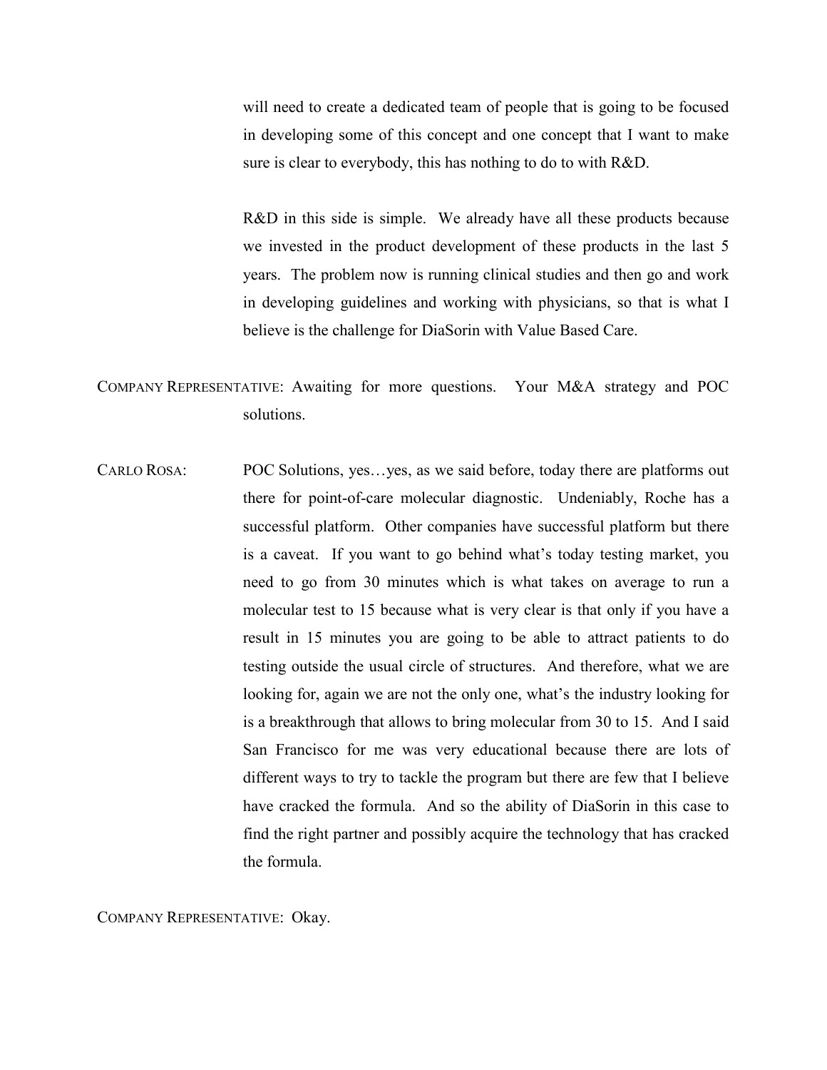will need to create a dedicated team of people that is going to be focused in developing some of this concept and one concept that I want to make sure is clear to everybody, this has nothing to do to with R&D.

R&D in this side is simple. We already have all these products because we invested in the product development of these products in the last 5 years. The problem now is running clinical studies and then go and work in developing guidelines and working with physicians, so that is what I believe is the challenge for DiaSorin with Value Based Care.

COMPANY REPRESENTATIVE: Awaiting for more questions. Your M&A strategy and POC solutions.

CARLO ROSA: POC Solutions, yes…yes, as we said before, today there are platforms out there for point-of-care molecular diagnostic. Undeniably, Roche has a successful platform. Other companies have successful platform but there is a caveat. If you want to go behind what's today testing market, you need to go from 30 minutes which is what takes on average to run a molecular test to 15 because what is very clear is that only if you have a result in 15 minutes you are going to be able to attract patients to do testing outside the usual circle of structures. And therefore, what we are looking for, again we are not the only one, what's the industry looking for is a breakthrough that allows to bring molecular from 30 to 15. And I said San Francisco for me was very educational because there are lots of different ways to try to tackle the program but there are few that I believe have cracked the formula. And so the ability of DiaSorin in this case to find the right partner and possibly acquire the technology that has cracked the formula.

COMPANY REPRESENTATIVE: Okay.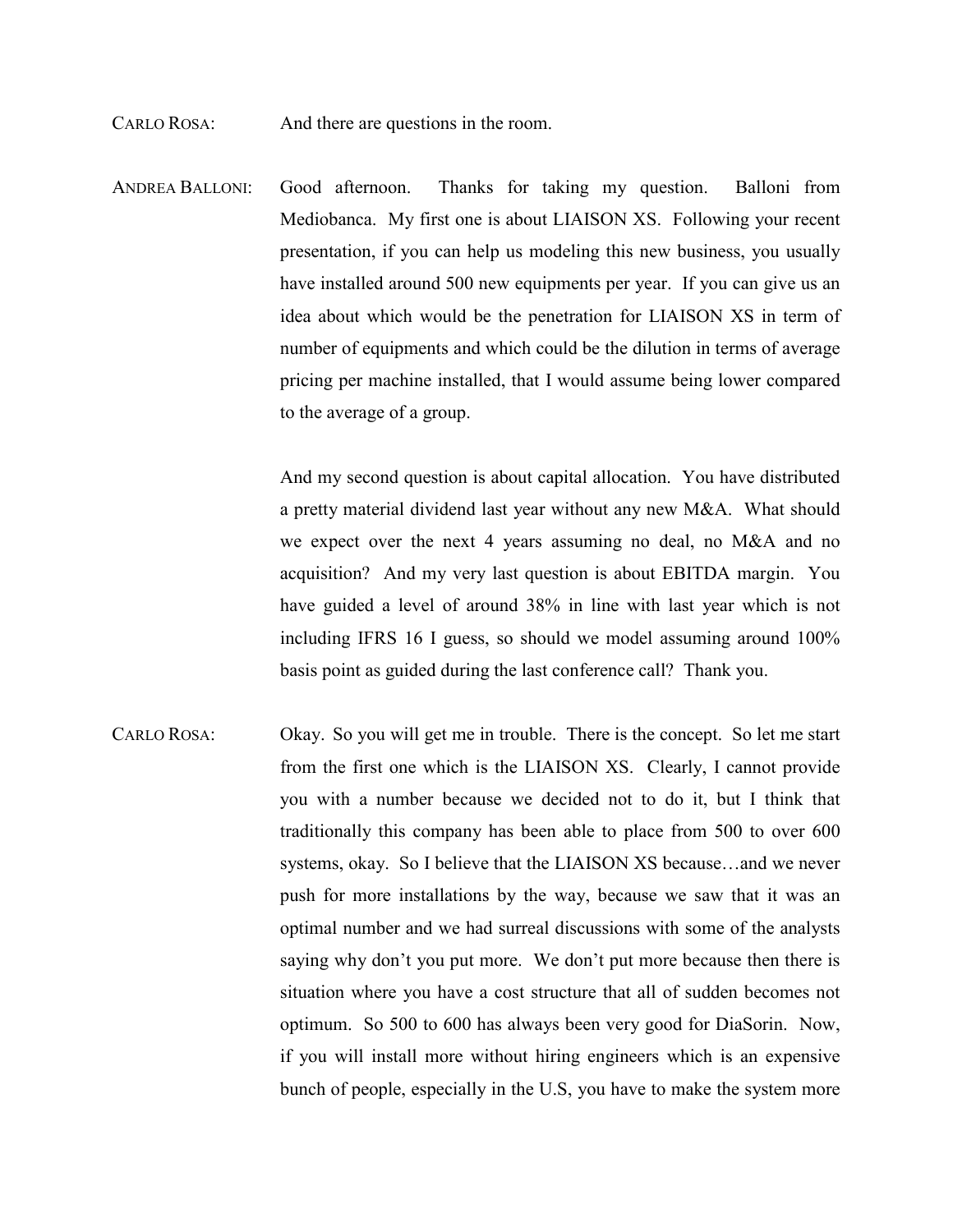CARLO ROSA: And there are questions in the room.

ANDREA BALLONI: Good afternoon. Thanks for taking my question. Balloni from Mediobanca. My first one is about LIAISON XS. Following your recent presentation, if you can help us modeling this new business, you usually have installed around 500 new equipments per year. If you can give us an idea about which would be the penetration for LIAISON XS in term of number of equipments and which could be the dilution in terms of average pricing per machine installed, that I would assume being lower compared to the average of a group.

And my second question is about capital allocation. You have distributed a pretty material dividend last year without any new M&A. What should we expect over the next 4 years assuming no deal, no M&A and no acquisition? And my very last question is about EBITDA margin. You have guided a level of around 38% in line with last year which is not including IFRS 16 I guess, so should we model assuming around 100% basis point as guided during the last conference call? Thank you.

CARLO ROSA: Okay. So you will get me in trouble. There is the concept. So let me start from the first one which is the LIAISON XS. Clearly, I cannot provide you with a number because we decided not to do it, but I think that traditionally this company has been able to place from 500 to over 600 systems, okay. So I believe that the LIAISON XS because…and we never push for more installations by the way, because we saw that it was an optimal number and we had surreal discussions with some of the analysts saying why don't you put more. We don't put more because then there is situation where you have a cost structure that all of sudden becomes not optimum. So 500 to 600 has always been very good for DiaSorin. Now, if you will install more without hiring engineers which is an expensive bunch of people, especially in the U.S, you have to make the system more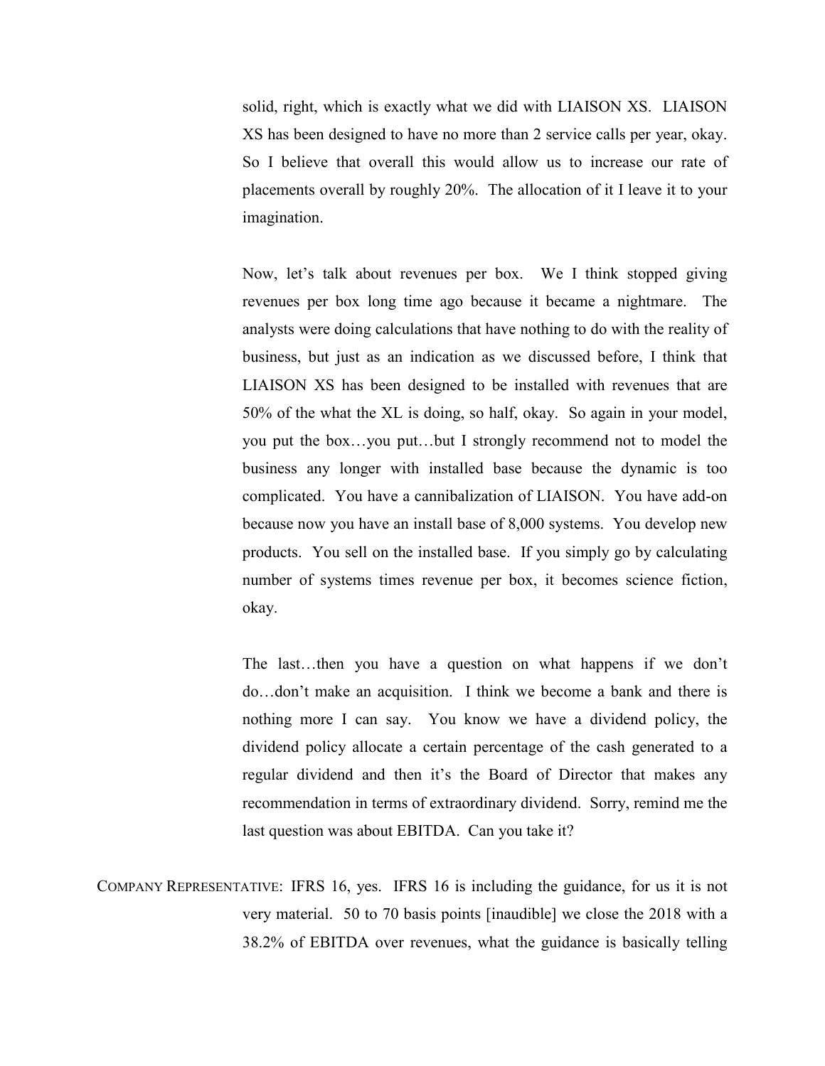solid, right, which is exactly what we did with LIAISON XS. LIAISON XS has been designed to have no more than 2 service calls per year, okay. So I believe that overall this would allow us to increase our rate of placements overall by roughly 20%. The allocation of it I leave it to your imagination.

Now, let's talk about revenues per box. We I think stopped giving revenues per box long time ago because it became a nightmare. The analysts were doing calculations that have nothing to do with the reality of business, but just as an indication as we discussed before, I think that LIAISON XS has been designed to be installed with revenues that are 50% of the what the XL is doing, so half, okay. So again in your model, you put the box…you put…but I strongly recommend not to model the business any longer with installed base because the dynamic is too complicated. You have a cannibalization of LIAISON. You have add-on because now you have an install base of 8,000 systems. You develop new products. You sell on the installed base. If you simply go by calculating number of systems times revenue per box, it becomes science fiction, okay.

The last…then you have a question on what happens if we don't do…don't make an acquisition. I think we become a bank and there is nothing more I can say. You know we have a dividend policy, the dividend policy allocate a certain percentage of the cash generated to a regular dividend and then it's the Board of Director that makes any recommendation in terms of extraordinary dividend. Sorry, remind me the last question was about EBITDA. Can you take it?

COMPANY REPRESENTATIVE: IFRS 16, yes. IFRS 16 is including the guidance, for us it is not very material. 50 to 70 basis points [inaudible] we close the 2018 with a 38.2% of EBITDA over revenues, what the guidance is basically telling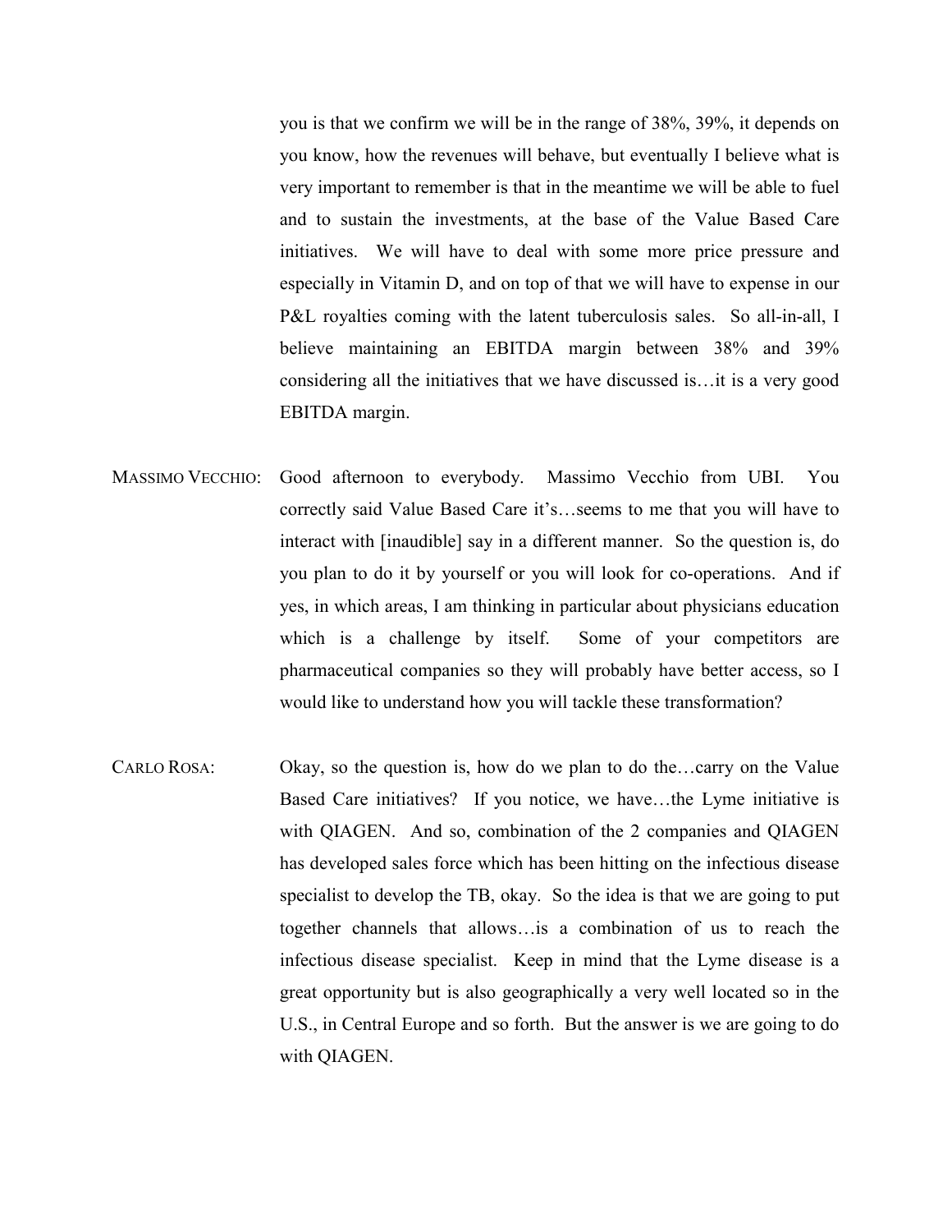you is that we confirm we will be in the range of 38%, 39%, it depends on you know, how the revenues will behave, but eventually I believe what is very important to remember is that in the meantime we will be able to fuel and to sustain the investments, at the base of the Value Based Care initiatives. We will have to deal with some more price pressure and especially in Vitamin D, and on top of that we will have to expense in our P&L royalties coming with the latent tuberculosis sales. So all-in-all, I believe maintaining an EBITDA margin between 38% and 39% considering all the initiatives that we have discussed is…it is a very good EBITDA margin.

MASSIMO VECCHIO: Good afternoon to everybody. Massimo Vecchio from UBI. You correctly said Value Based Care it's…seems to me that you will have to interact with [inaudible] say in a different manner. So the question is, do you plan to do it by yourself or you will look for co-operations. And if yes, in which areas, I am thinking in particular about physicians education which is a challenge by itself. Some of your competitors are pharmaceutical companies so they will probably have better access, so I would like to understand how you will tackle these transformation?

CARLO ROSA: Okay, so the question is, how do we plan to do the…carry on the Value Based Care initiatives? If you notice, we have…the Lyme initiative is with QIAGEN. And so, combination of the 2 companies and QIAGEN has developed sales force which has been hitting on the infectious disease specialist to develop the TB, okay. So the idea is that we are going to put together channels that allows…is a combination of us to reach the infectious disease specialist. Keep in mind that the Lyme disease is a great opportunity but is also geographically a very well located so in the U.S., in Central Europe and so forth. But the answer is we are going to do with QIAGEN.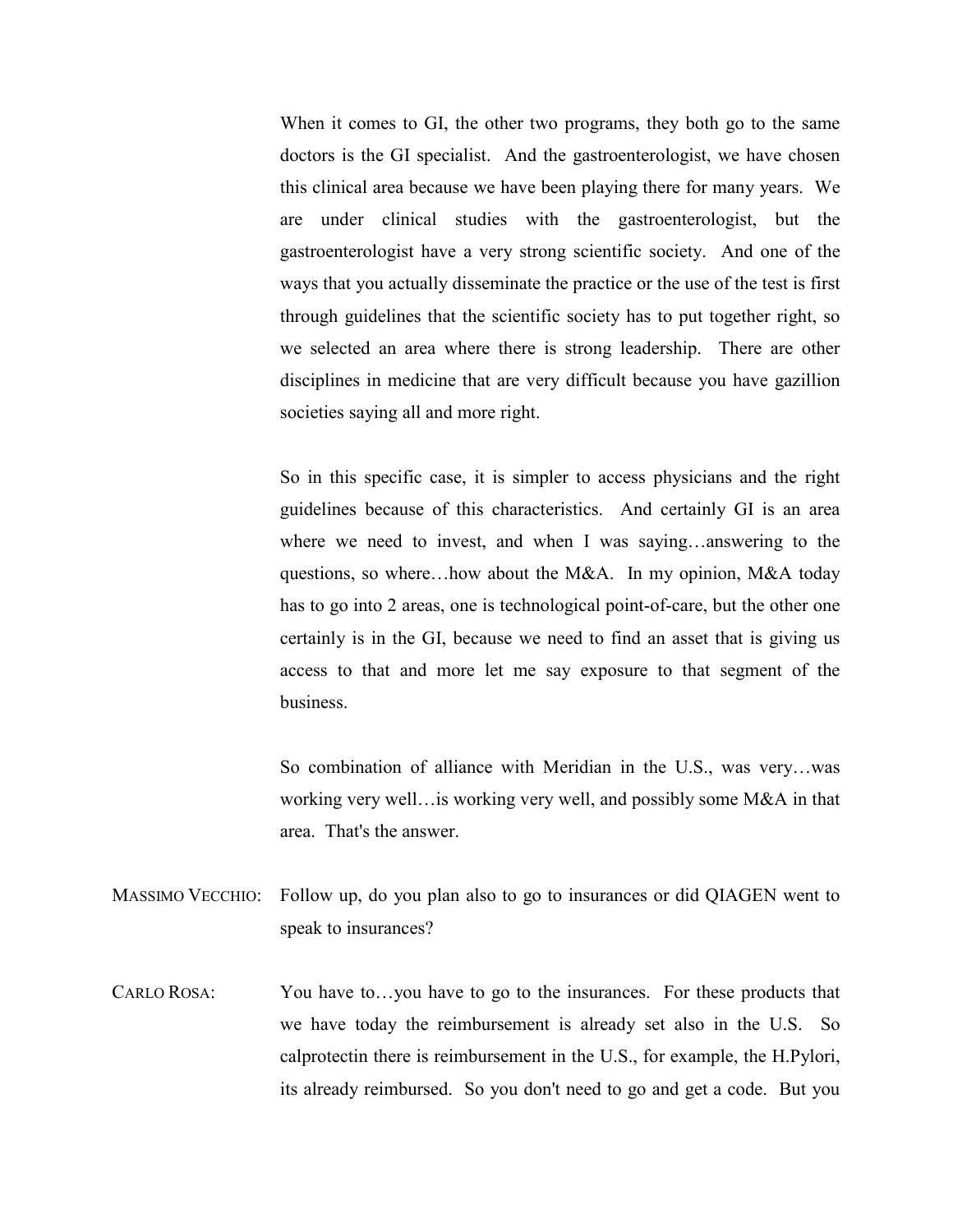When it comes to GI, the other two programs, they both go to the same doctors is the GI specialist. And the gastroenterologist, we have chosen this clinical area because we have been playing there for many years. We are under clinical studies with the gastroenterologist, but the gastroenterologist have a very strong scientific society. And one of the ways that you actually disseminate the practice or the use of the test is first through guidelines that the scientific society has to put together right, so we selected an area where there is strong leadership. There are other disciplines in medicine that are very difficult because you have gazillion societies saying all and more right.

So in this specific case, it is simpler to access physicians and the right guidelines because of this characteristics. And certainly GI is an area where we need to invest, and when I was saying…answering to the questions, so where…how about the M&A. In my opinion, M&A today has to go into 2 areas, one is technological point-of-care, but the other one certainly is in the GI, because we need to find an asset that is giving us access to that and more let me say exposure to that segment of the business.

So combination of alliance with Meridian in the U.S., was very…was working very well…is working very well, and possibly some M&A in that area. That's the answer.

MASSIMO VECCHIO: Follow up, do you plan also to go to insurances or did QIAGEN went to speak to insurances?

CARLO ROSA: You have to…you have to go to the insurances. For these products that we have today the reimbursement is already set also in the U.S. So calprotectin there is reimbursement in the U.S., for example, the H.Pylori, its already reimbursed. So you don't need to go and get a code. But you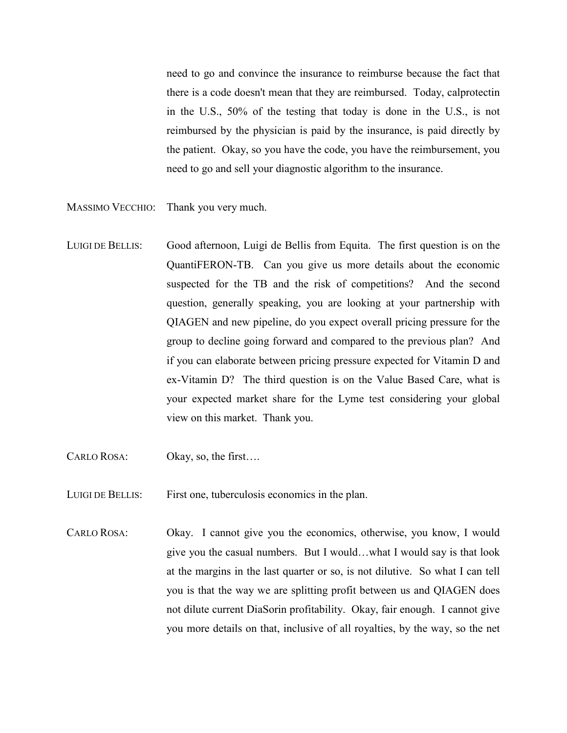need to go and convince the insurance to reimburse because the fact that there is a code doesn't mean that they are reimbursed. Today, calprotectin in the U.S., 50% of the testing that today is done in the U.S., is not reimbursed by the physician is paid by the insurance, is paid directly by the patient. Okay, so you have the code, you have the reimbursement, you need to go and sell your diagnostic algorithm to the insurance.

MASSIMO VECCHIO: Thank you very much.

LUIGI DE BELLIS: Good afternoon, Luigi de Bellis from Equita. The first question is on the QuantiFERON-TB. Can you give us more details about the economic suspected for the TB and the risk of competitions? And the second question, generally speaking, you are looking at your partnership with QIAGEN and new pipeline, do you expect overall pricing pressure for the group to decline going forward and compared to the previous plan? And if you can elaborate between pricing pressure expected for Vitamin D and ex-Vitamin D? The third question is on the Value Based Care, what is your expected market share for the Lyme test considering your global view on this market. Thank you.

CARLO ROSA: Okay, so, the first….

LUIGI DE BELLIS: First one, tuberculosis economics in the plan.

CARLO ROSA: Okay. I cannot give you the economics, otherwise, you know, I would give you the casual numbers. But I would…what I would say is that look at the margins in the last quarter or so, is not dilutive. So what I can tell you is that the way we are splitting profit between us and QIAGEN does not dilute current DiaSorin profitability. Okay, fair enough. I cannot give you more details on that, inclusive of all royalties, by the way, so the net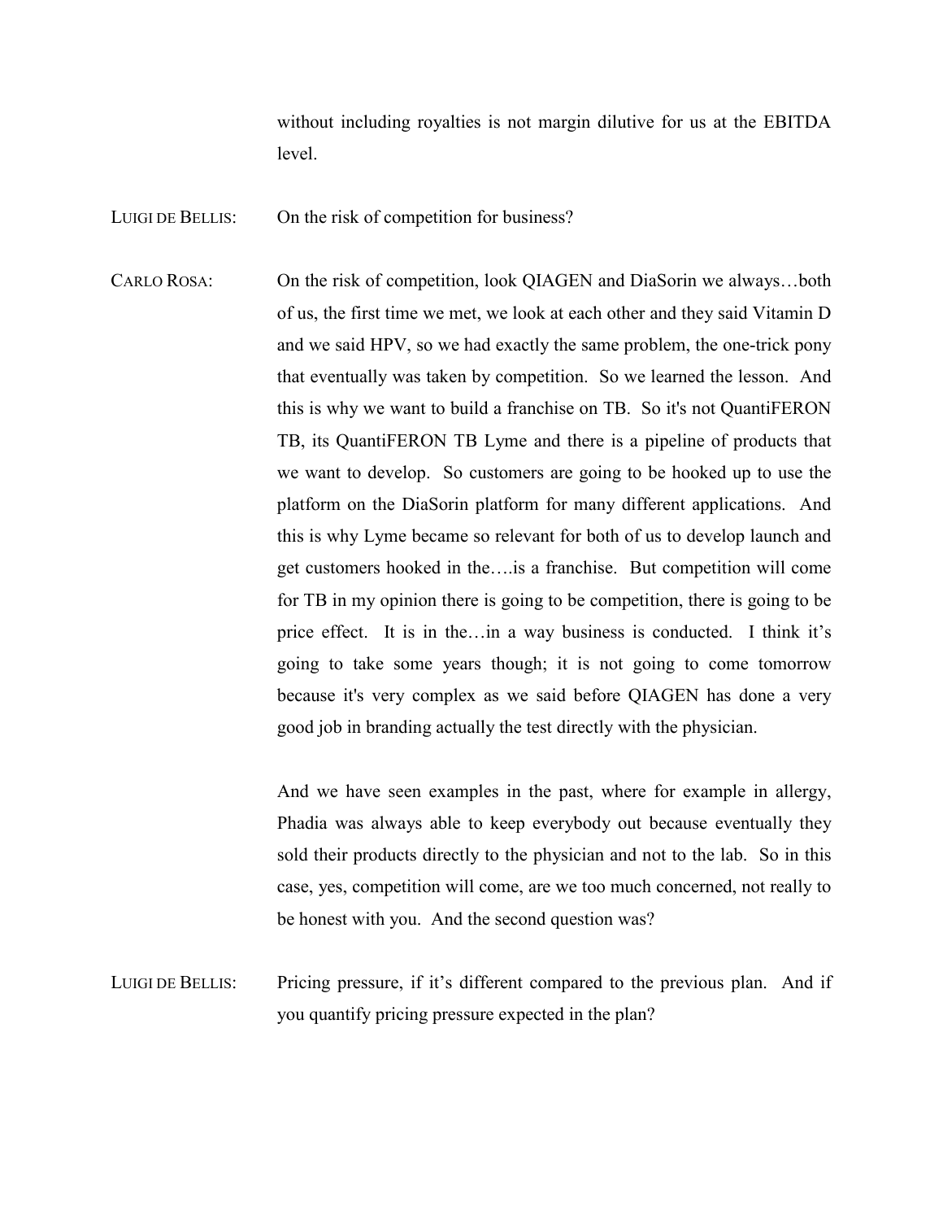without including royalties is not margin dilutive for us at the EBITDA level.

LUIGI DE BELLIS: On the risk of competition for business?

CARLO ROSA: On the risk of competition, look QIAGEN and DiaSorin we always…both of us, the first time we met, we look at each other and they said Vitamin D and we said HPV, so we had exactly the same problem, the one-trick pony that eventually was taken by competition. So we learned the lesson. And this is why we want to build a franchise on TB. So it's not QuantiFERON TB, its QuantiFERON TB Lyme and there is a pipeline of products that we want to develop. So customers are going to be hooked up to use the platform on the DiaSorin platform for many different applications. And this is why Lyme became so relevant for both of us to develop launch and get customers hooked in the….is a franchise. But competition will come for TB in my opinion there is going to be competition, there is going to be price effect. It is in the…in a way business is conducted. I think it’s going to take some years though; it is not going to come tomorrow because it's very complex as we said before QIAGEN has done a very good job in branding actually the test directly with the physician.

And we have seen examples in the past, where for example in allergy, Phadia was always able to keep everybody out because eventually they sold their products directly to the physician and not to the lab. So in this case, yes, competition will come, are we too much concerned, not really to be honest with you. And the second question was?

LUIGI DE BELLIS: Pricing pressure, if it’s different compared to the previous plan. And if you quantify pricing pressure expected in the plan?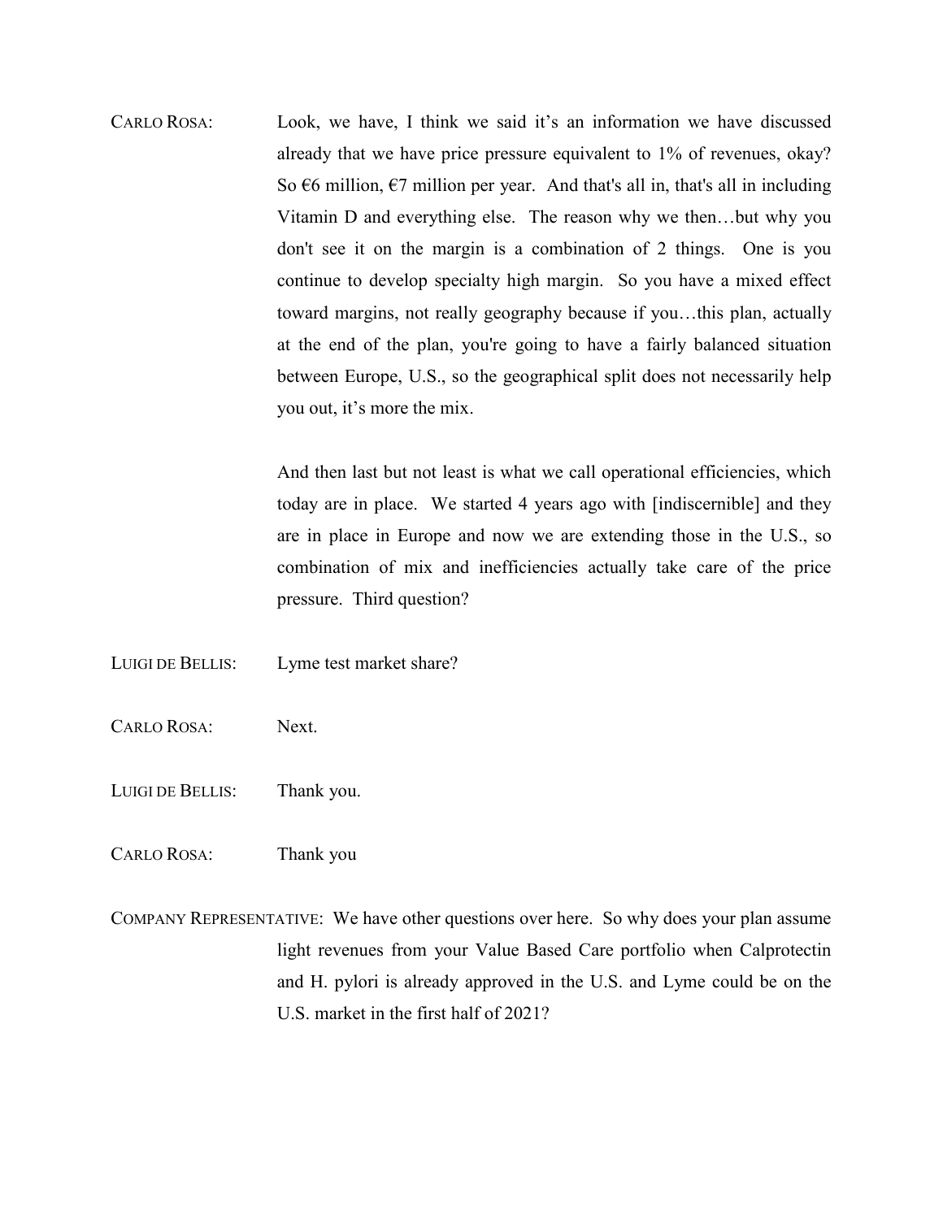CARLO ROSA: Look, we have, I think we said it's an information we have discussed already that we have price pressure equivalent to 1% of revenues, okay? So €6 million, €7 million per year. And that's all in, that's all in including Vitamin D and everything else. The reason why we then…but why you don't see it on the margin is a combination of 2 things. One is you continue to develop specialty high margin. So you have a mixed effect toward margins, not really geography because if you…this plan, actually at the end of the plan, you're going to have a fairly balanced situation between Europe, U.S., so the geographical split does not necessarily help you out, it's more the mix.

And then last but not least is what we call operational efficiencies, which today are in place. We started 4 years ago with [indiscernible] and they are in place in Europe and now we are extending those in the U.S., so combination of mix and inefficiencies actually take care of the price pressure. Third question?

LUIGI DE BELLIS: Lyme test market share?

CARLO ROSA: Next.

LUIGI DE BELLIS: Thank you.

CARLO ROSA: Thank you

COMPANY REPRESENTATIVE: We have other questions over here. So why does your plan assume light revenues from your Value Based Care portfolio when Calprotectin and H. pylori is already approved in the U.S. and Lyme could be on the U.S. market in the first half of 2021?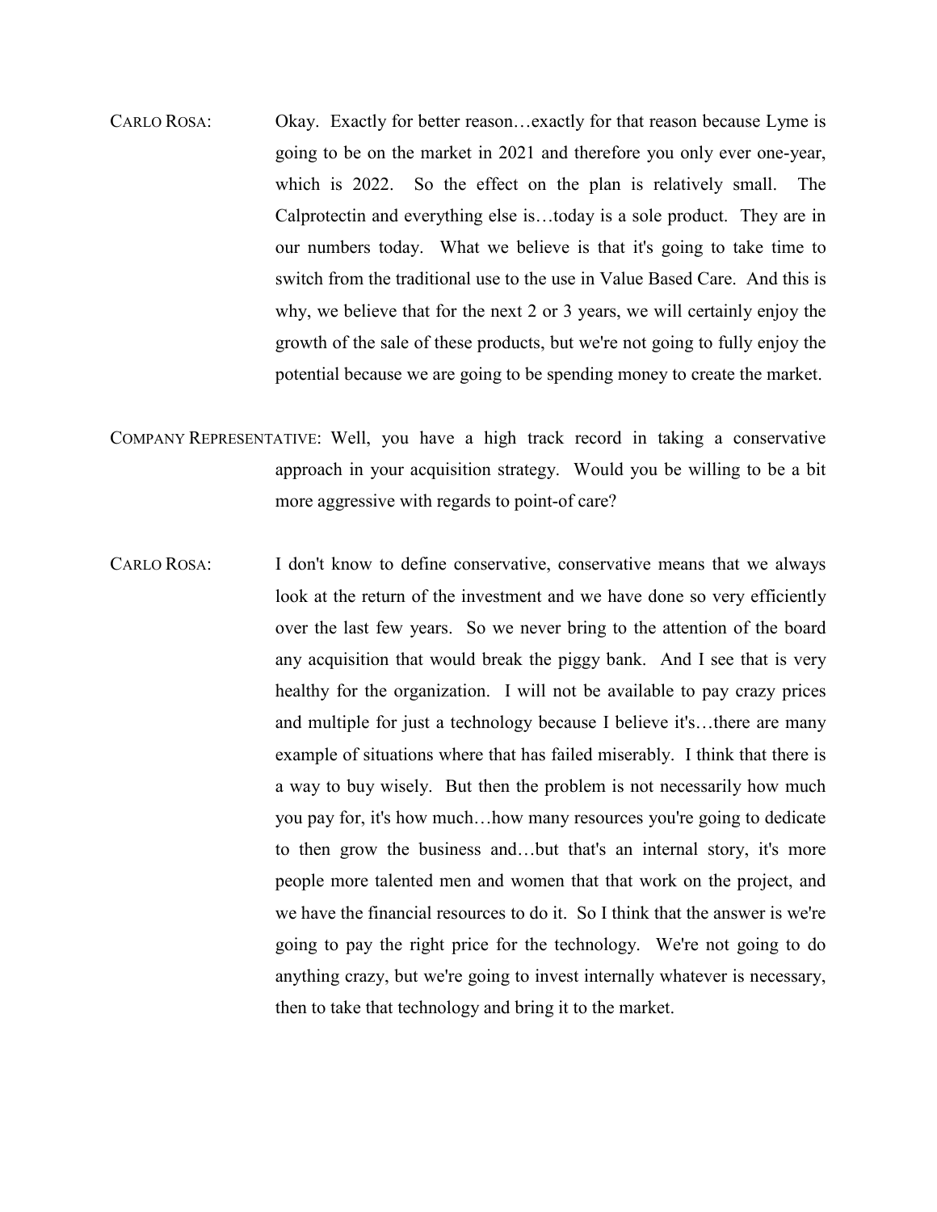CARLO ROSA: Okay. Exactly for better reason…exactly for that reason because Lyme is going to be on the market in 2021 and therefore you only ever one-year, which is 2022. So the effect on the plan is relatively small. The Calprotectin and everything else is…today is a sole product. They are in our numbers today. What we believe is that it's going to take time to switch from the traditional use to the use in Value Based Care. And this is why, we believe that for the next 2 or 3 years, we will certainly enjoy the growth of the sale of these products, but we're not going to fully enjoy the potential because we are going to be spending money to create the market.

COMPANY REPRESENTATIVE: Well, you have a high track record in taking a conservative approach in your acquisition strategy. Would you be willing to be a bit more aggressive with regards to point-of care?

CARLO ROSA: I don't know to define conservative, conservative means that we always look at the return of the investment and we have done so very efficiently over the last few years. So we never bring to the attention of the board any acquisition that would break the piggy bank. And I see that is very healthy for the organization. I will not be available to pay crazy prices and multiple for just a technology because I believe it's…there are many example of situations where that has failed miserably. I think that there is a way to buy wisely. But then the problem is not necessarily how much you pay for, it's how much…how many resources you're going to dedicate to then grow the business and…but that's an internal story, it's more people more talented men and women that that work on the project, and we have the financial resources to do it. So I think that the answer is we're going to pay the right price for the technology. We're not going to do anything crazy, but we're going to invest internally whatever is necessary, then to take that technology and bring it to the market.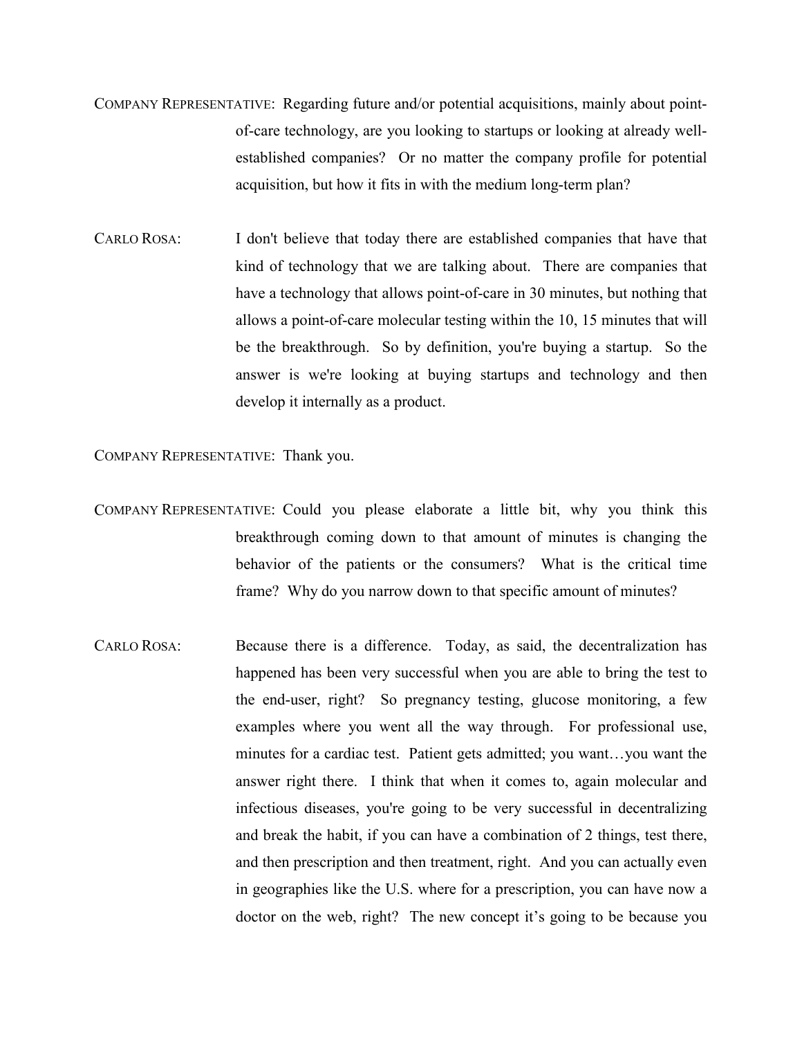COMPANY REPRESENTATIVE: Regarding future and/or potential acquisitions, mainly about point-of-care technology, are you looking to startups or looking at already well-established companies? Or no matter the company profile for potential acquisition, but how it fits in with the medium long-term plan?

CARLO ROSA: I don't believe that today there are established companies that have that kind of technology that we are talking about. There are companies that have a technology that allows point-of-care in 30 minutes, but nothing that allows a point-of-care molecular testing within the 10, 15 minutes that will be the breakthrough. So by definition, you're buying a startup. So the answer is we're looking at buying startups and technology and then develop it internally as a product.

COMPANY REPRESENTATIVE: Thank you.

COMPANY REPRESENTATIVE: Could you please elaborate a little bit, why you think this breakthrough coming down to that amount of minutes is changing the behavior of the patients or the consumers? What is the critical time frame? Why do you narrow down to that specific amount of minutes?

CARLO ROSA: Because there is a difference. Today, as said, the decentralization has happened has been very successful when you are able to bring the test to the end-user, right? So pregnancy testing, glucose monitoring, a few examples where you went all the way through. For professional use, minutes for a cardiac test. Patient gets admitted; you want…you want the answer right there. I think that when it comes to, again molecular and infectious diseases, you're going to be very successful in decentralizing and break the habit, if you can have a combination of 2 things, test there, and then prescription and then treatment, right. And you can actually even in geographies like the U.S. where for a prescription, you can have now a doctor on the web, right? The new concept it's going to be because you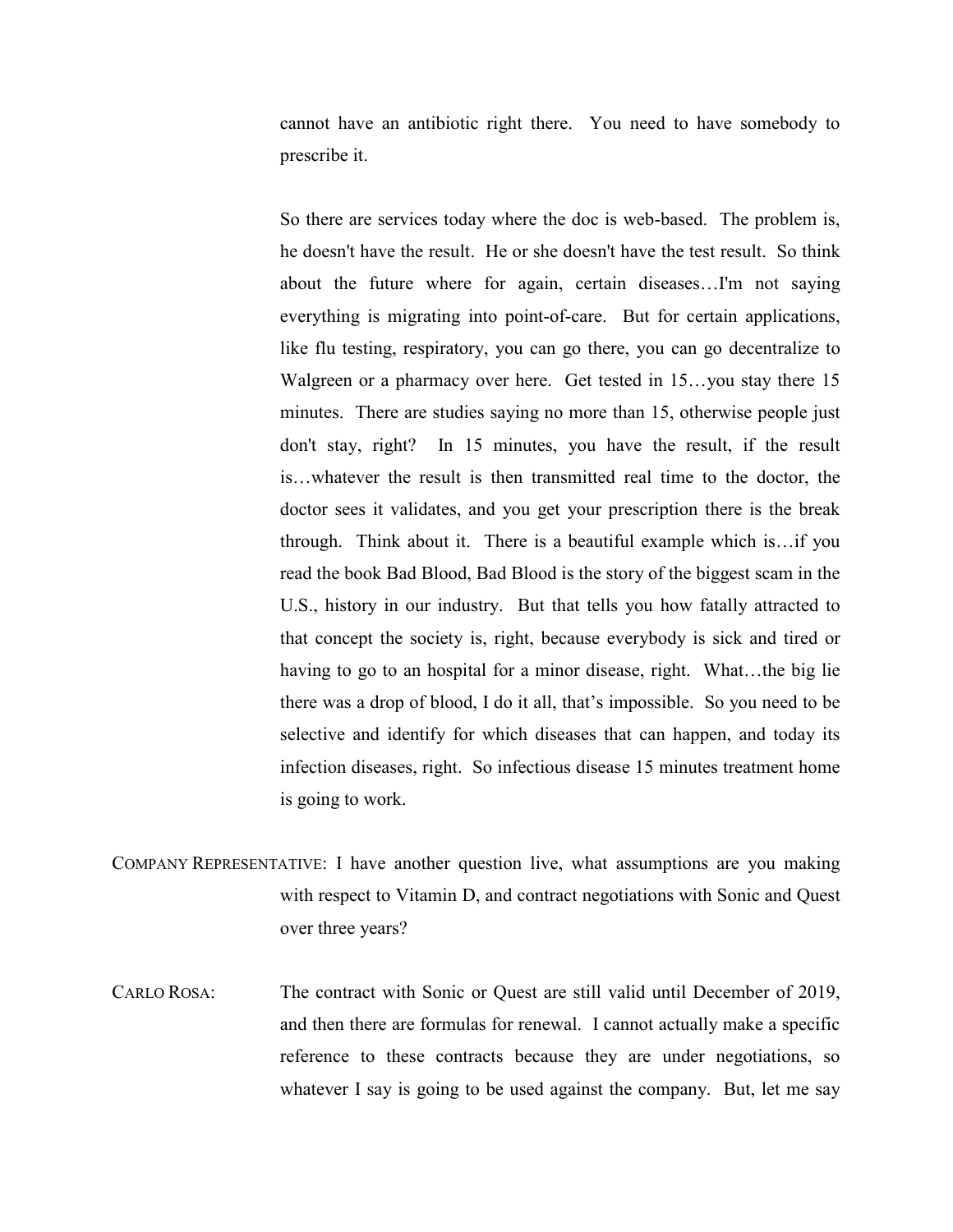cannot have an antibiotic right there. You need to have somebody to prescribe it.

So there are services today where the doc is web-based. The problem is, he doesn't have the result. He or she doesn't have the test result. So think about the future where for again, certain diseases…I'm not saying everything is migrating into point-of-care. But for certain applications, like flu testing, respiratory, you can go there, you can go decentralize to Walgreen or a pharmacy over here. Get tested in 15…you stay there 15 minutes. There are studies saying no more than 15, otherwise people just don't stay, right? In 15 minutes, you have the result, if the result is…whatever the result is then transmitted real time to the doctor, the doctor sees it validates, and you get your prescription there is the break through. Think about it. There is a beautiful example which is…if you read the book Bad Blood, Bad Blood is the story of the biggest scam in the U.S., history in our industry. But that tells you how fatally attracted to that concept the society is, right, because everybody is sick and tired or having to go to an hospital for a minor disease, right. What…the big lie there was a drop of blood, I do it all, that's impossible. So you need to be selective and identify for which diseases that can happen, and today its infection diseases, right. So infectious disease 15 minutes treatment home is going to work.

COMPANY REPRESENTATIVE: I have another question live, what assumptions are you making with respect to Vitamin D, and contract negotiations with Sonic and Quest over three years?

CARLO ROSA: The contract with Sonic or Quest are still valid until December of 2019, and then there are formulas for renewal. I cannot actually make a specific reference to these contracts because they are under negotiations, so whatever I say is going to be used against the company. But, let me say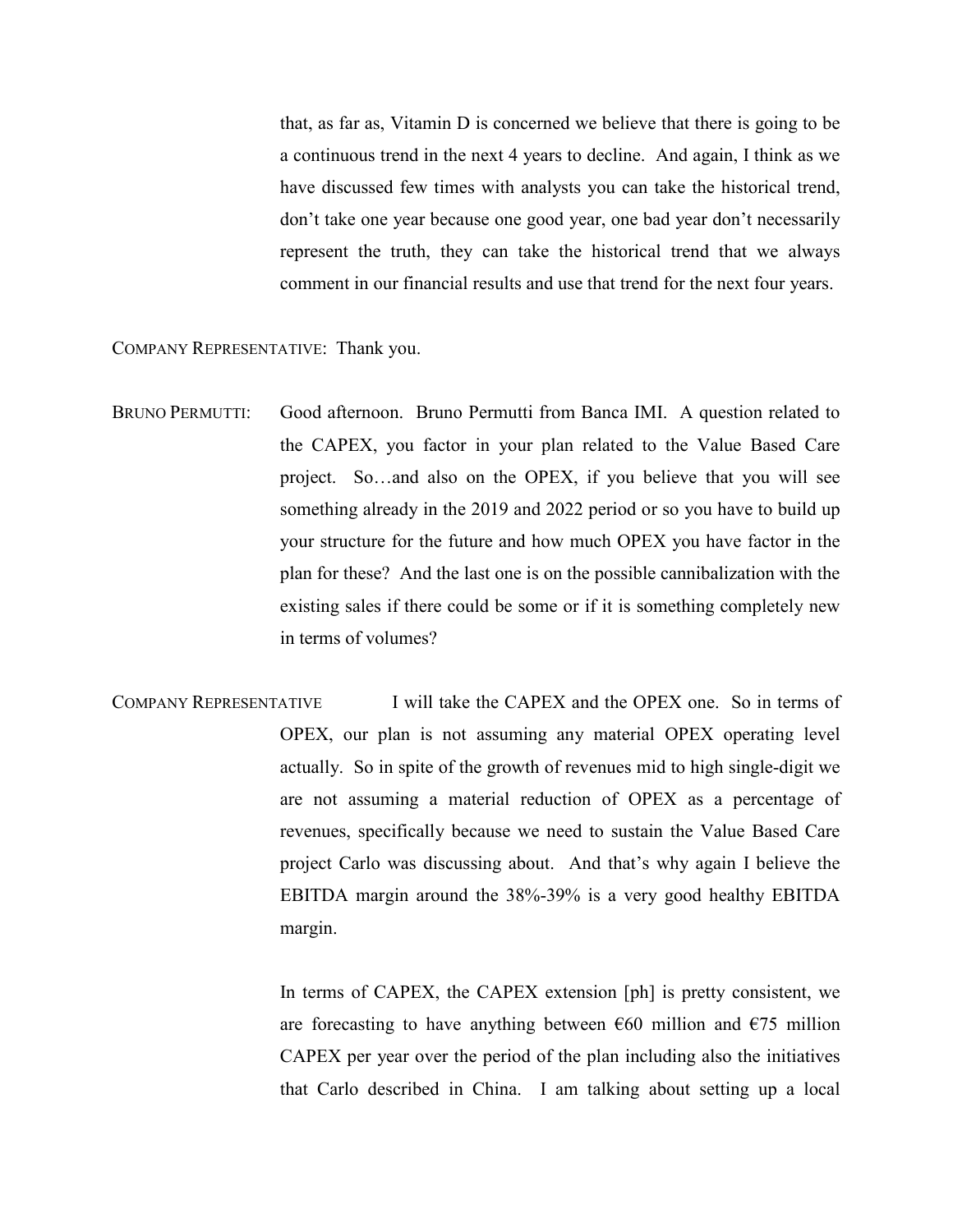that, as far as, Vitamin D is concerned we believe that there is going to be a continuous trend in the next 4 years to decline. And again, I think as we have discussed few times with analysts you can take the historical trend, don't take one year because one good year, one bad year don't necessarily represent the truth, they can take the historical trend that we always comment in our financial results and use that trend for the next four years.

COMPANY REPRESENTATIVE: Thank you.

BRUNO PERMUTTI: Good afternoon. Bruno Permutti from Banca IMI. A question related to the CAPEX, you factor in your plan related to the Value Based Care project. So…and also on the OPEX, if you believe that you will see something already in the 2019 and 2022 period or so you have to build up your structure for the future and how much OPEX you have factor in the plan for these? And the last one is on the possible cannibalization with the existing sales if there could be some or if it is something completely new in terms of volumes?

COMPANY REPRESENTATIVE I will take the CAPEX and the OPEX one. So in terms of OPEX, our plan is not assuming any material OPEX operating level actually. So in spite of the growth of revenues mid to high single-digit we are not assuming a material reduction of OPEX as a percentage of revenues, specifically because we need to sustain the Value Based Care project Carlo was discussing about. And that's why again I believe the EBITDA margin around the 38%-39% is a very good healthy EBITDA margin.

In terms of CAPEX, the CAPEX extension [ph] is pretty consistent, we are forecasting to have anything between €60 million and €75 million CAPEX per year over the period of the plan including also the initiatives that Carlo described in China. I am talking about setting up a local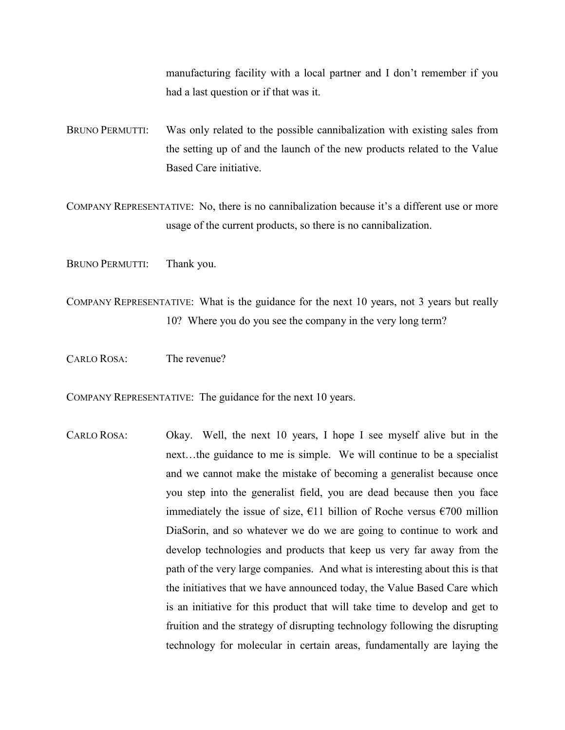manufacturing facility with a local partner and I don't remember if you had a last question or if that was it.

BRUNO PERMUTTI: Was only related to the possible cannibalization with existing sales from the setting up of and the launch of the new products related to the Value Based Care initiative.

COMPANY REPRESENTATIVE: No, there is no cannibalization because it's a different use or more usage of the current products, so there is no cannibalization.

BRUNO PERMUTTI: Thank you.

COMPANY REPRESENTATIVE: What is the guidance for the next 10 years, not 3 years but really 10? Where you do you see the company in the very long term?

CARLO ROSA: The revenue?

COMPANY REPRESENTATIVE: The guidance for the next 10 years.

CARLO ROSA: Okay. Well, the next 10 years, I hope I see myself alive but in the next…the guidance to me is simple. We will continue to be a specialist and we cannot make the mistake of becoming a generalist because once you step into the generalist field, you are dead because then you face immediately the issue of size, €11 billion of Roche versus €700 million DiaSorin, and so whatever we do we are going to continue to work and develop technologies and products that keep us very far away from the path of the very large companies. And what is interesting about this is that the initiatives that we have announced today, the Value Based Care which is an initiative for this product that will take time to develop and get to fruition and the strategy of disrupting technology following the disrupting technology for molecular in certain areas, fundamentally are laying the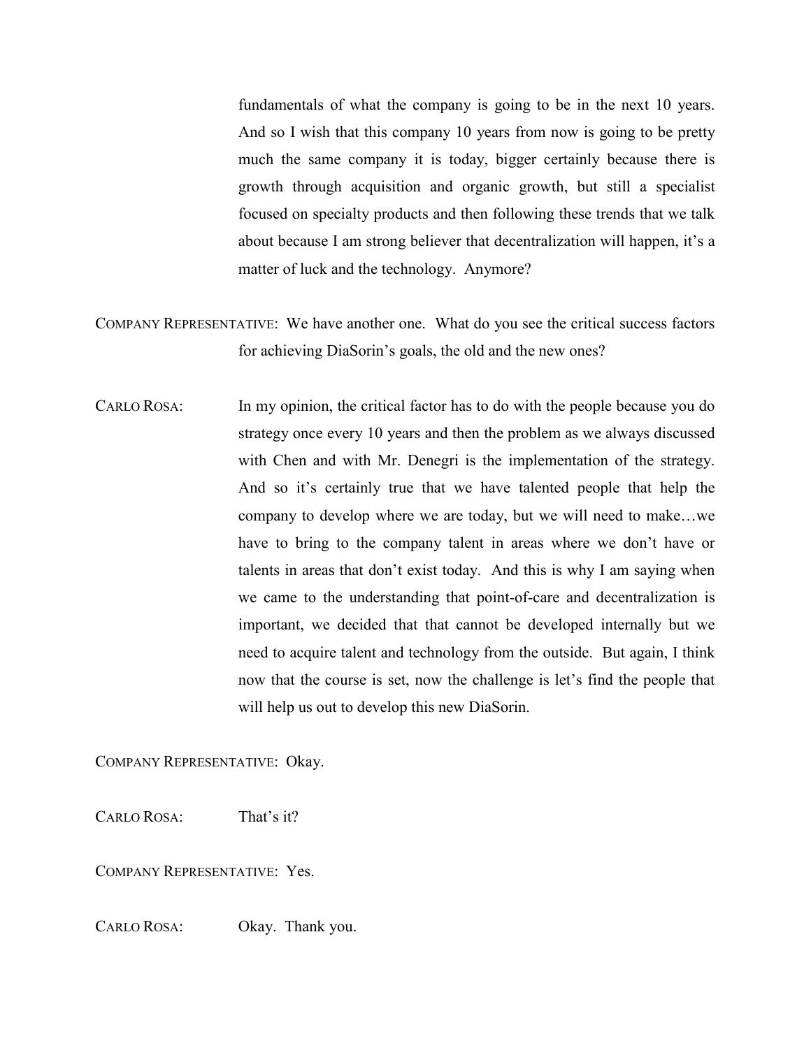fundamentals of what the company is going to be in the next 10 years. And so I wish that this company 10 years from now is going to be pretty much the same company it is today, bigger certainly because there is growth through acquisition and organic growth, but still a specialist focused on specialty products and then following these trends that we talk about because I am strong believer that decentralization will happen, it's a matter of luck and the technology. Anymore?

COMPANY REPRESENTATIVE: We have another one. What do you see the critical success factors for achieving DiaSorin's goals, the old and the new ones?

CARLO ROSA: In my opinion, the critical factor has to do with the people because you do strategy once every 10 years and then the problem as we always discussed with Chen and with Mr. Denegri is the implementation of the strategy. And so it's certainly true that we have talented people that help the company to develop where we are today, but we will need to make…we have to bring to the company talent in areas where we don't have or talents in areas that don't exist today. And this is why I am saying when we came to the understanding that point-of-care and decentralization is important, we decided that that cannot be developed internally but we need to acquire talent and technology from the outside. But again, I think now that the course is set, now the challenge is let's find the people that will help us out to develop this new DiaSorin.

COMPANY REPRESENTATIVE: Okay.

CARLO ROSA: That's it?

COMPANY REPRESENTATIVE: Yes.

CARLO ROSA: Okay. Thank you.